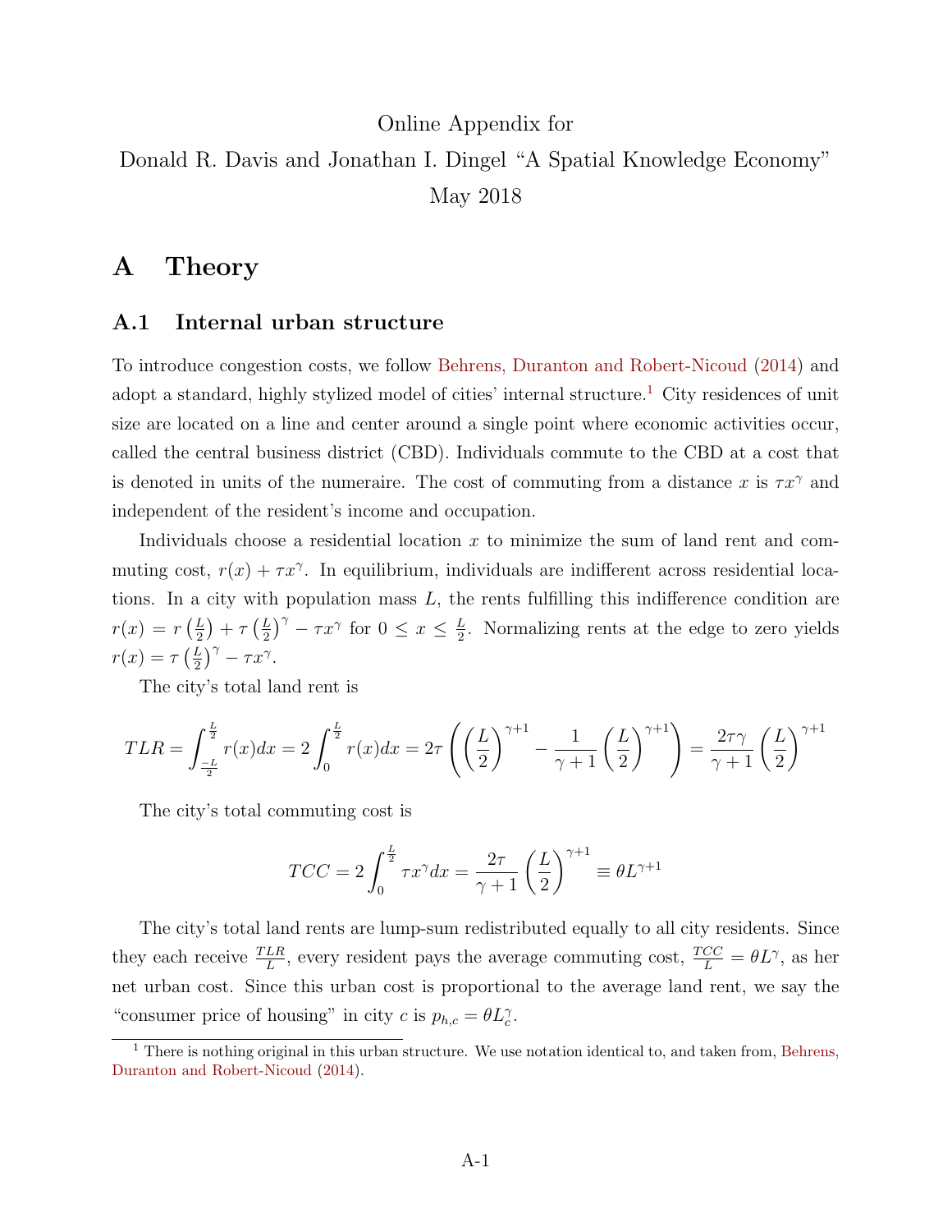Online Appendix for

Donald R. Davis and Jonathan I. Dingel "A Spatial Knowledge Economy"

May 2018

# A Theory

## A.1 Internal urban structure

To introduce congestion costs, we follow Behrens, Duranton and Robert-Nicoud (2014) and adopt a standard, highly stylized model of cities' internal structure.[1] City residences of unit size are located on a line and center around a single point where economic activities occur, called the central business district (CBD). Individuals commute to the CBD at a cost that is denoted in units of the numeraire. The cost of commuting from a distance $x$ is $\tau x^{\gamma}$ and independent of the resident's income and occupation.

Individuals choose a residential location $x$ to minimize the sum of land rent and commuting cost, $r(x) + \tau x^{\gamma}$. In equilibrium, individuals are indifferent across residential locations. In a city with population mass $L$, the rents fulfilling this indifference condition are $r(x) = r\left(\frac{L}{2}\right) + \tau\left(\frac{L}{2}\right)^{\gamma} - \tau x^{\gamma}$ for $0 \leq x \leq \frac{L}{2}$. Normalizing rents at the edge to zero yields $r(x) = \tau\left(\frac{L}{2}\right)^{\gamma} - \tau x^{\gamma}$.

The city's total land rent is

$$TLR = \int_{\frac{-L}{2}}^{\frac{L}{2}} r(x)dx = 2\int_{0}^{\frac{L}{2}} r(x)dx = 2\tau\left(\left(\frac{L}{2}\right)^{\gamma+1} - \frac{1}{\gamma+1}\left(\frac{L}{2}\right)^{\gamma+1}\right) = \frac{2\tau\gamma}{\gamma+1}\left(\frac{L}{2}\right)^{\gamma+1}$$

The city's total commuting cost is

$$TCC = 2\int_{0}^{\frac{L}{2}} \tau x^{\gamma}dx = \frac{2\tau}{\gamma+1}\left(\frac{L}{2}\right)^{\gamma+1} \equiv \theta L^{\gamma+1}$$

The city's total land rents are lump-sum redistributed equally to all city residents. Since they each receive $\frac{TLR}{L}$, every resident pays the average commuting cost, $\frac{TCC}{L} = \theta L^{\gamma}$, as her net urban cost. Since this urban cost is proportional to the average land rent, we say the "consumer price of housing" in city $c$ is $p_{h,c} = \theta L_c^{\gamma}$.

[1] There is nothing original in this urban structure. We use notation identical to, and taken from, Behrens, Duranton and Robert-Nicoud (2014).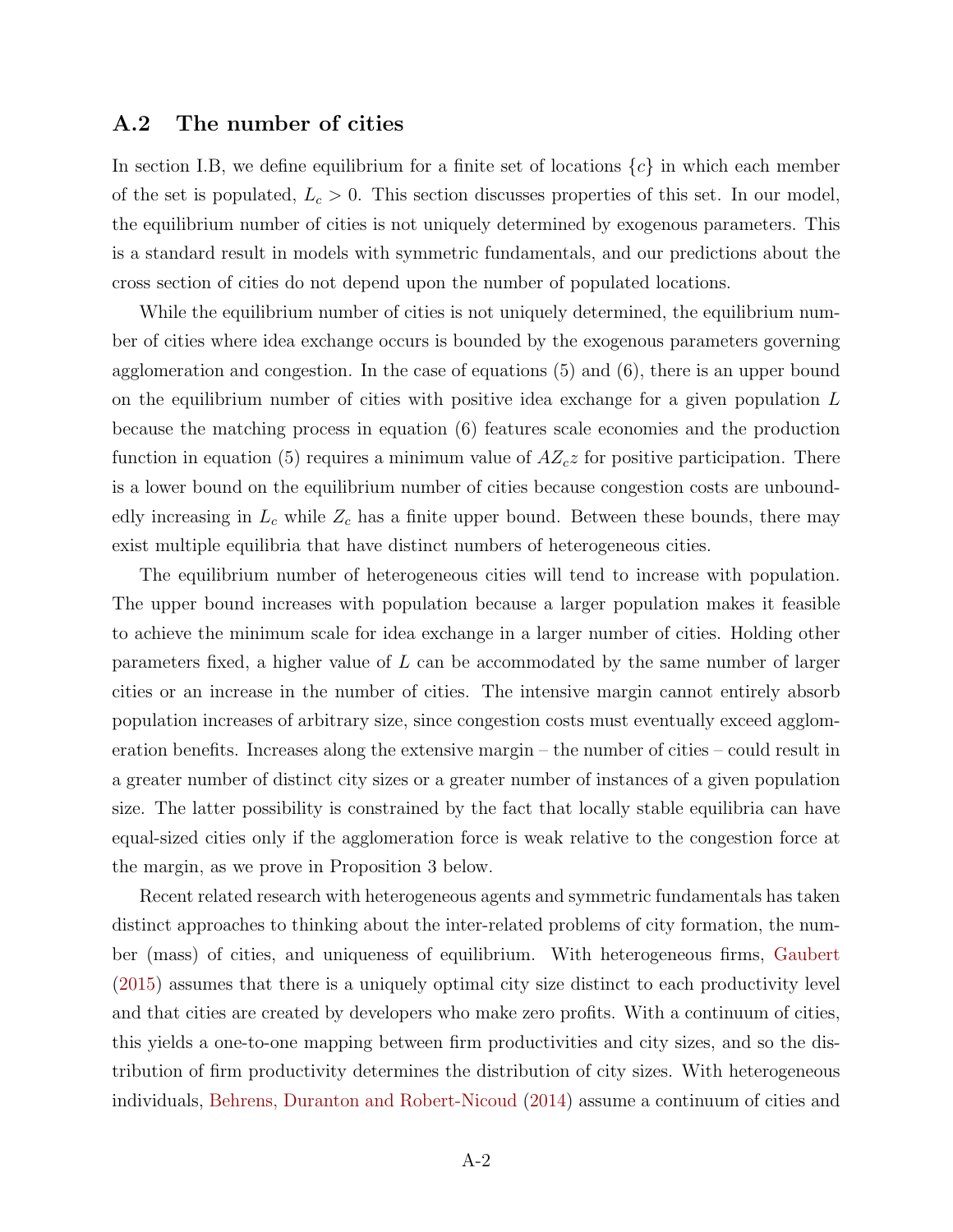## A.2 The number of cities

In section I.B, we define equilibrium for a finite set of locations $\{c\}$ in which each member of the set is populated, $L_c > 0$. This section discusses properties of this set. In our model, the equilibrium number of cities is not uniquely determined by exogenous parameters. This is a standard result in models with symmetric fundamentals, and our predictions about the cross section of cities do not depend upon the number of populated locations.

While the equilibrium number of cities is not uniquely determined, the equilibrium number of cities where idea exchange occurs is bounded by the exogenous parameters governing agglomeration and congestion. In the case of equations (5) and (6), there is an upper bound on the equilibrium number of cities with positive idea exchange for a given population $L$ because the matching process in equation (6) features scale economies and the production function in equation (5) requires a minimum value of $AZ_c z$ for positive participation. There is a lower bound on the equilibrium number of cities because congestion costs are unboundedly increasing in $L_c$ while $Z_c$ has a finite upper bound. Between these bounds, there may exist multiple equilibria that have distinct numbers of heterogeneous cities.

The equilibrium number of heterogeneous cities will tend to increase with population. The upper bound increases with population because a larger population makes it feasible to achieve the minimum scale for idea exchange in a larger number of cities. Holding other parameters fixed, a higher value of $L$ can be accommodated by the same number of larger cities or an increase in the number of cities. The intensive margin cannot entirely absorb population increases of arbitrary size, since congestion costs must eventually exceed agglomeration benefits. Increases along the extensive margin – the number of cities – could result in a greater number of distinct city sizes or a greater number of instances of a given population size. The latter possibility is constrained by the fact that locally stable equilibria can have equal-sized cities only if the agglomeration force is weak relative to the congestion force at the margin, as we prove in Proposition 3 below.

Recent related research with heterogeneous agents and symmetric fundamentals has taken distinct approaches to thinking about the inter-related problems of city formation, the number (mass) of cities, and uniqueness of equilibrium. With heterogeneous firms, Gaubert (2015) assumes that there is a uniquely optimal city size distinct to each productivity level and that cities are created by developers who make zero profits. With a continuum of cities, this yields a one-to-one mapping between firm productivities and city sizes, and so the distribution of firm productivity determines the distribution of city sizes. With heterogeneous individuals, Behrens, Duranton and Robert-Nicoud (2014) assume a continuum of cities and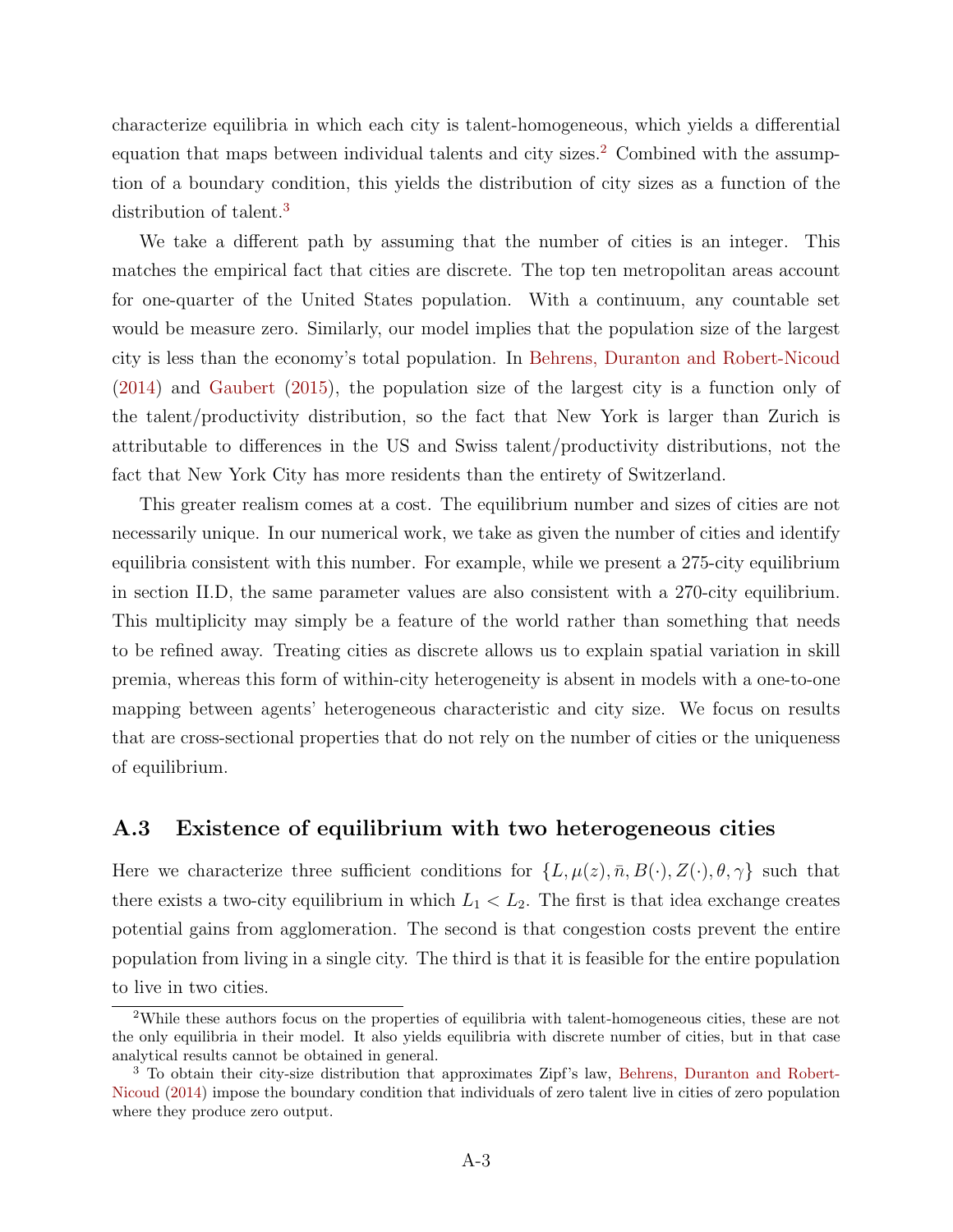characterize equilibria in which each city is talent-homogeneous, which yields a differential equation that maps between individual talents and city sizes.[2] Combined with the assumption of a boundary condition, this yields the distribution of city sizes as a function of the distribution of talent.[3]

We take a different path by assuming that the number of cities is an integer. This matches the empirical fact that cities are discrete. The top ten metropolitan areas account for one-quarter of the United States population. With a continuum, any countable set would be measure zero. Similarly, our model implies that the population size of the largest city is less than the economy's total population. In Behrens, Duranton and Robert-Nicoud (2014) and Gaubert (2015), the population size of the largest city is a function only of the talent/productivity distribution, so the fact that New York is larger than Zurich is attributable to differences in the US and Swiss talent/productivity distributions, not the fact that New York City has more residents than the entirety of Switzerland.

This greater realism comes at a cost. The equilibrium number and sizes of cities are not necessarily unique. In our numerical work, we take as given the number of cities and identify equilibria consistent with this number. For example, while we present a 275-city equilibrium in section II.D, the same parameter values are also consistent with a 270-city equilibrium. This multiplicity may simply be a feature of the world rather than something that needs to be refined away. Treating cities as discrete allows us to explain spatial variation in skill premia, whereas this form of within-city heterogeneity is absent in models with a one-to-one mapping between agents' heterogeneous characteristic and city size. We focus on results that are cross-sectional properties that do not rely on the number of cities or the uniqueness of equilibrium.

## A.3 Existence of equilibrium with two heterogeneous cities

Here we characterize three sufficient conditions for $\{L, \mu(z), \bar{n}, B(\cdot), Z(\cdot), \theta, \gamma\}$ such that there exists a two-city equilibrium in which $L_1 < L_2$. The first is that idea exchange creates potential gains from agglomeration. The second is that congestion costs prevent the entire population from living in a single city. The third is that it is feasible for the entire population to live in two cities.

[2] While these authors focus on the properties of equilibria with talent-homogeneous cities, these are not the only equilibria in their model. It also yields equilibria with discrete number of cities, but in that case analytical results cannot be obtained in general.

[3] To obtain their city-size distribution that approximates Zipf's law, Behrens, Duranton and Robert-Nicoud (2014) impose the boundary condition that individuals of zero talent live in cities of zero population where they produce zero output.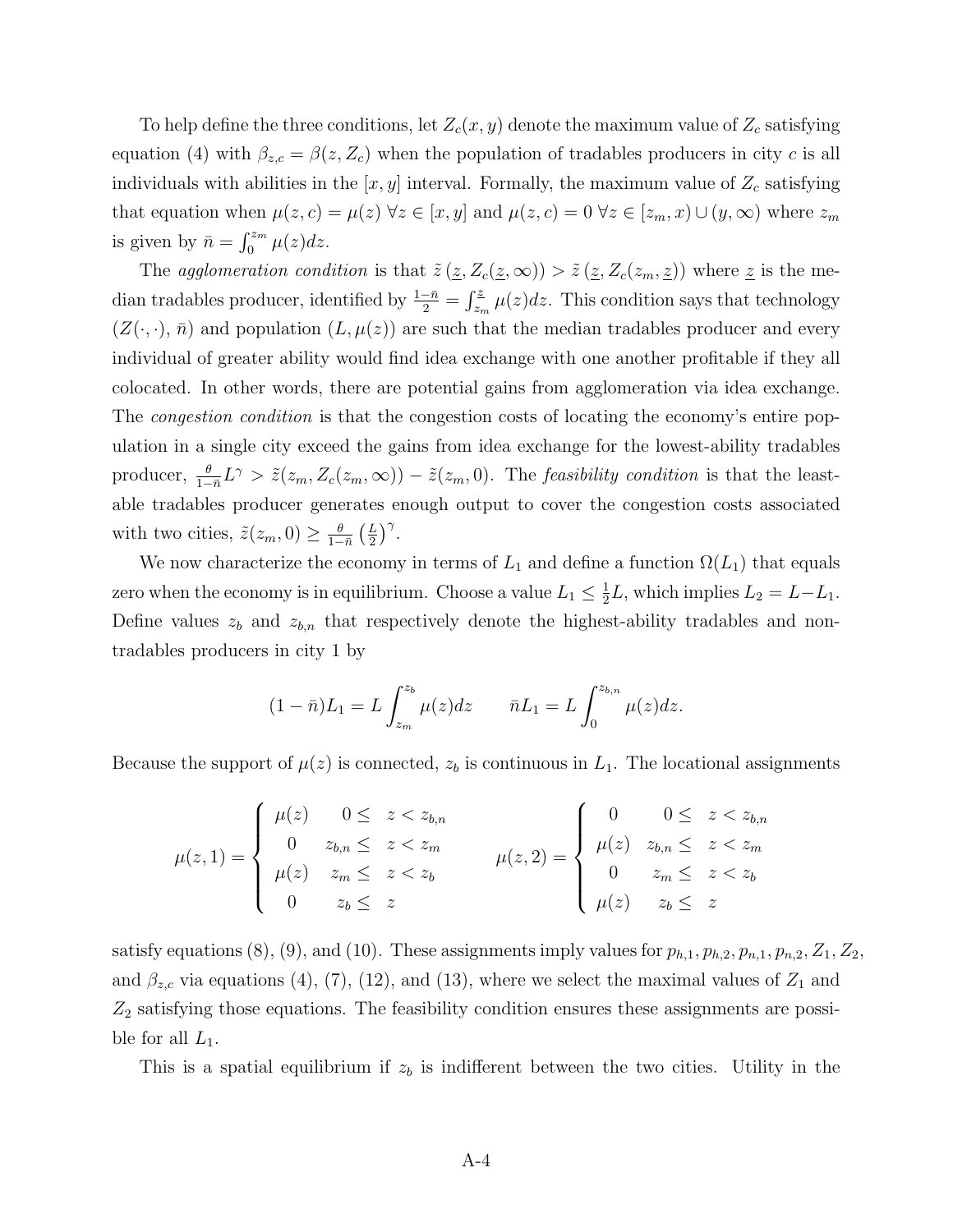To help define the three conditions, let $Z_c(x, y)$ denote the maximum value of $Z_c$ satisfying equation (4) with $\beta_{z,c} = \beta(z, Z_c)$ when the population of tradables producers in city $c$ is all individuals with abilities in the $[x, y]$ interval. Formally, the maximum value of $Z_c$ satisfying that equation when $\mu(z, c) = \mu(z)$ $\forall z \in [x, y]$ and $\mu(z, c) = 0$ $\forall z \in [z_m, x) \cup (y, \infty)$ where $z_m$ is given by $\bar{n} = \int_0^{z_m} \mu(z)dz$.

The *agglomeration condition* is that $\tilde{z}\left(\underline{z}, Z_c(\underline{z}, \infty)\right) > \tilde{z}\left(\underline{z}, Z_c(z_m, \underline{z})\right)$ where $\underline{z}$ is the median tradables producer, identified by $\frac{1-\bar{n}}{2} = \int_{z_m}^{\underline{z}} \mu(z)dz$. This condition says that technology $(Z(\cdot, \cdot), \bar{n})$ and population $(L, \mu(z))$ are such that the median tradables producer and every individual of greater ability would find idea exchange with one another profitable if they all colocated. In other words, there are potential gains from agglomeration via idea exchange. The *congestion condition* is that the congestion costs of locating the economy's entire population in a single city exceed the gains from idea exchange for the lowest-ability tradables producer, $\frac{\theta}{1-\bar{n}} L^{\gamma} > \tilde{z}(z_m, Z_c(z_m, \infty)) - \tilde{z}(z_m, 0)$. The *feasibility condition* is that the least-able tradables producer generates enough output to cover the congestion costs associated with two cities, $\tilde{z}(z_m, 0) \geq \frac{\theta}{1-\bar{n}} \left(\frac{L}{2}\right)^{\gamma}$.

We now characterize the economy in terms of $L_1$ and define a function $\Omega(L_1)$ that equals zero when the economy is in equilibrium. Choose a value $L_1 \leq \frac{1}{2}L$, which implies $L_2 = L - L_1$. Define values $z_b$ and $z_{b,n}$ that respectively denote the highest-ability tradables and non-tradables producers in city 1 by

$$(1 - \bar{n})L_1 = L \int_{z_m}^{z_b} \mu(z)dz \qquad \bar{n}L_1 = L \int_0^{z_{b,n}} \mu(z)dz.$$

Because the support of $\mu(z)$ is connected, $z_b$ is continuous in $L_1$. The locational assignments

$$\mu(z, 1) = \begin{cases} \mu(z) & 0 \leq z < z_{b,n} \\ 0 & z_{b,n} \leq z < z_m \\ \mu(z) & z_m \leq z < z_b \\ 0 & z_b \leq z \end{cases} \qquad \mu(z, 2) = \begin{cases} 0 & 0 \leq z < z_{b,n} \\ \mu(z) & z_{b,n} \leq z < z_m \\ 0 & z_m \leq z < z_b \\ \mu(z) & z_b \leq z \end{cases}$$

satisfy equations (8), (9), and (10). These assignments imply values for $p_{h,1}, p_{h,2}, p_{n,1}, p_{n,2}, Z_1, Z_2$, and $\beta_{z,c}$ via equations (4), (7), (12), and (13), where we select the maximal values of $Z_1$ and $Z_2$ satisfying those equations. The feasibility condition ensures these assignments are possible for all $L_1$.

This is a spatial equilibrium if $z_b$ is indifferent between the two cities. Utility in the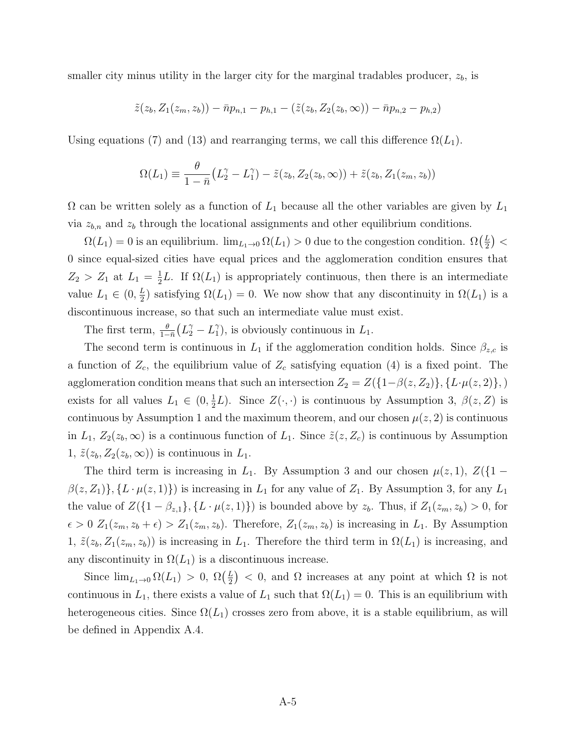smaller city minus utility in the larger city for the marginal tradables producer, $z_b$, is

$$\tilde{z}(z_b, Z_1(z_m, z_b)) - \bar{n}p_{n,1} - p_{h,1} - (\tilde{z}(z_b, Z_2(z_b, \infty)) - \bar{n}p_{n,2} - p_{h,2})$$

Using equations (7) and (13) and rearranging terms, we call this difference $\Omega(L_1)$.

$$\Omega(L_1) \equiv \frac{\theta}{1-\bar{n}}\big(L_2^\gamma - L_1^\gamma\big) - \tilde{z}(z_b, Z_2(z_b, \infty)) + \tilde{z}(z_b, Z_1(z_m, z_b))$$

$\Omega$ can be written solely as a function of $L_1$ because all the other variables are given by $L_1$ via $z_{b,n}$ and $z_b$ through the locational assignments and other equilibrium conditions.

$\Omega(L_1) = 0$ is an equilibrium. $\lim_{L_1 \to 0} \Omega(L_1) > 0$ due to the congestion condition. $\Omega\big(\frac{L}{2}\big) < 0$ since equal-sized cities have equal prices and the agglomeration condition ensures that $Z_2 > Z_1$ at $L_1 = \frac{1}{2}L$. If $\Omega(L_1)$ is appropriately continuous, then there is an intermediate value $L_1 \in (0, \frac{L}{2})$ satisfying $\Omega(L_1) = 0$. We now show that any discontinuity in $\Omega(L_1)$ is a discontinuous increase, so that such an intermediate value must exist.

The first term, $\frac{\theta}{1-\bar{n}}\big(L_2^\gamma - L_1^\gamma\big)$, is obviously continuous in $L_1$.

The second term is continuous in $L_1$ if the agglomeration condition holds. Since $\beta_{z,c}$ is a function of $Z_c$, the equilibrium value of $Z_c$ satisfying equation (4) is a fixed point. The agglomeration condition means that such an intersection $Z_2 = Z(\{1-\beta(z, Z_2)\}, \{L \cdot \mu(z, 2)\}, )$ exists for all values $L_1 \in (0, \frac{1}{2}L)$. Since $Z(\cdot, \cdot)$ is continuous by Assumption 3, $\beta(z, Z)$ is continuous by Assumption 1 and the maximum theorem, and our chosen $\mu(z, 2)$ is continuous in $L_1$, $Z_2(z_b, \infty)$ is a continuous function of $L_1$. Since $\tilde{z}(z, Z_c)$ is continuous by Assumption 1, $\tilde{z}(z_b, Z_2(z_b, \infty))$ is continuous in $L_1$.

The third term is increasing in $L_1$. By Assumption 3 and our chosen $\mu(z, 1)$, $Z(\{1 - \beta(z, Z_1)\}, \{L \cdot \mu(z, 1)\})$ is increasing in $L_1$ for any value of $Z_1$. By Assumption 3, for any $L_1$ the value of $Z(\{1 - \beta_{z,1}\}, \{L \cdot \mu(z, 1)\})$ is bounded above by $z_b$. Thus, if $Z_1(z_m, z_b) > 0$, for $\epsilon > 0$ $Z_1(z_m, z_b + \epsilon) > Z_1(z_m, z_b)$. Therefore, $Z_1(z_m, z_b)$ is increasing in $L_1$. By Assumption 1, $\tilde{z}(z_b, Z_1(z_m, z_b))$ is increasing in $L_1$. Therefore the third term in $\Omega(L_1)$ is increasing, and any discontinuity in $\Omega(L_1)$ is a discontinuous increase.

Since $\lim_{L_1 \to 0} \Omega(L_1) > 0$, $\Omega\big(\frac{L}{2}\big) < 0$, and $\Omega$ increases at any point at which $\Omega$ is not continuous in $L_1$, there exists a value of $L_1$ such that $\Omega(L_1) = 0$. This is an equilibrium with heterogeneous cities. Since $\Omega(L_1)$ crosses zero from above, it is a stable equilibrium, as will be defined in Appendix A.4.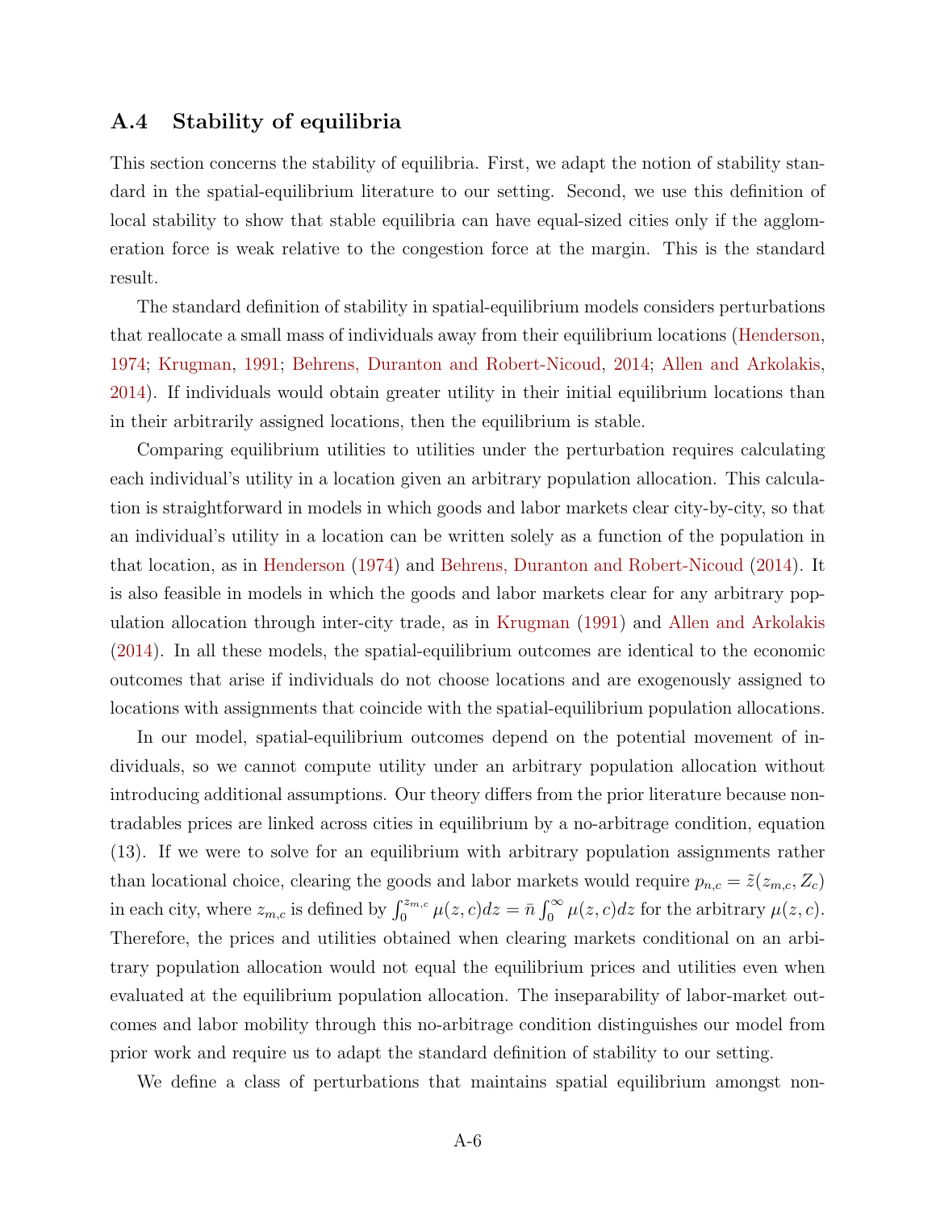## A.4 Stability of equilibria

This section concerns the stability of equilibria. First, we adapt the notion of stability standard in the spatial-equilibrium literature to our setting. Second, we use this definition of local stability to show that stable equilibria can have equal-sized cities only if the agglomeration force is weak relative to the congestion force at the margin. This is the standard result.

The standard definition of stability in spatial-equilibrium models considers perturbations that reallocate a small mass of individuals away from their equilibrium locations (Henderson, 1974; Krugman, 1991; Behrens, Duranton and Robert-Nicoud, 2014; Allen and Arkolakis, 2014). If individuals would obtain greater utility in their initial equilibrium locations than in their arbitrarily assigned locations, then the equilibrium is stable.

Comparing equilibrium utilities to utilities under the perturbation requires calculating each individual's utility in a location given an arbitrary population allocation. This calculation is straightforward in models in which goods and labor markets clear city-by-city, so that an individual's utility in a location can be written solely as a function of the population in that location, as in Henderson (1974) and Behrens, Duranton and Robert-Nicoud (2014). It is also feasible in models in which the goods and labor markets clear for any arbitrary population allocation through inter-city trade, as in Krugman (1991) and Allen and Arkolakis (2014). In all these models, the spatial-equilibrium outcomes are identical to the economic outcomes that arise if individuals do not choose locations and are exogenously assigned to locations with assignments that coincide with the spatial-equilibrium population allocations.

In our model, spatial-equilibrium outcomes depend on the potential movement of individuals, so we cannot compute utility under an arbitrary population allocation without introducing additional assumptions. Our theory differs from the prior literature because nontradables prices are linked across cities in equilibrium by a no-arbitrage condition, equation (13). If we were to solve for an equilibrium with arbitrary population assignments rather than locational choice, clearing the goods and labor markets would require $p_{n,c} = \tilde{z}(z_{m,c}, Z_c)$ in each city, where $z_{m,c}$ is defined by $\int_0^{z_{m,c}} \mu(z,c)dz = \bar{n} \int_0^{\infty} \mu(z,c)dz$ for the arbitrary $\mu(z,c)$. Therefore, the prices and utilities obtained when clearing markets conditional on an arbitrary population allocation would not equal the equilibrium prices and utilities even when evaluated at the equilibrium population allocation. The inseparability of labor-market outcomes and labor mobility through this no-arbitrage condition distinguishes our model from prior work and require us to adapt the standard definition of stability to our setting.

We define a class of perturbations that maintains spatial equilibrium amongst non-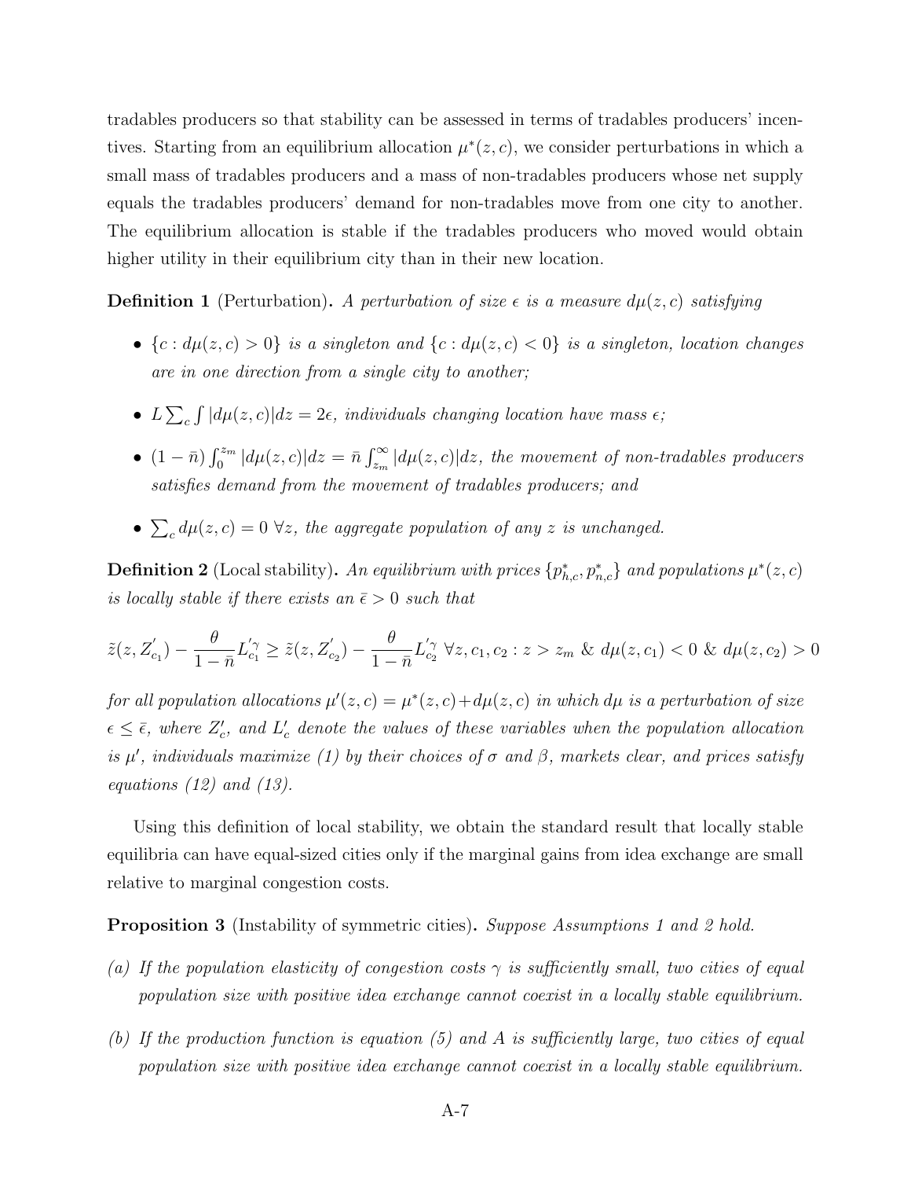tradables producers so that stability can be assessed in terms of tradables producers' incentives. Starting from an equilibrium allocation $\mu^*(z, c)$, we consider perturbations in which a small mass of tradables producers and a mass of non-tradables producers whose net supply equals the tradables producers' demand for non-tradables move from one city to another. The equilibrium allocation is stable if the tradables producers who moved would obtain higher utility in their equilibrium city than in their new location.

**Definition 1** (Perturbation)**.** *A perturbation of size $\epsilon$ is a measure $d\mu(z, c)$ satisfying*

- $\{c : d\mu(z, c) > 0\}$ *is a singleton and* $\{c : d\mu(z, c) < 0\}$ *is a singleton, location changes are in one direction from a single city to another;*
- $L \sum_c \int |d\mu(z, c)|dz = 2\epsilon$, *individuals changing location have mass $\epsilon$;*
- $(1 - \bar{n}) \int_0^{z_m} |d\mu(z, c)|dz = \bar{n} \int_{z_m}^{\infty} |d\mu(z, c)|dz$, *the movement of non-tradables producers satisfies demand from the movement of tradables producers; and*
- $\sum_c d\mu(z, c) = 0 \ \forall z$, *the aggregate population of any $z$ is unchanged.*

**Definition 2** (Local stability)**.** *An equilibrium with prices $\{p^*_{h,c}, p^*_{n,c}\}$ and populations $\mu^*(z, c)$ is locally stable if there exists an $\bar{\epsilon} > 0$ such that*

$$\tilde{z}(z, Z'_{c_1}) - \frac{\theta}{1 - \bar{n}} L'^{\gamma}_{c_1} \geq \tilde{z}(z, Z'_{c_2}) - \frac{\theta}{1 - \bar{n}} L'^{\gamma}_{c_2} \ \forall z, c_1, c_2 : z > z_m \ \& \ d\mu(z, c_1) < 0 \ \& \ d\mu(z, c_2) > 0$$

*for all population allocations $\mu'(z, c) = \mu^*(z, c) + d\mu(z, c)$ in which $d\mu$ is a perturbation of size $\epsilon \leq \bar{\epsilon}$, where $Z'_c$, and $L'_c$ denote the values of these variables when the population allocation is $\mu'$, individuals maximize (1) by their choices of $\sigma$ and $\beta$, markets clear, and prices satisfy equations (12) and (13).*

Using this definition of local stability, we obtain the standard result that locally stable equilibria can have equal-sized cities only if the marginal gains from idea exchange are small relative to marginal congestion costs.

**Proposition 3** (Instability of symmetric cities)**.** *Suppose Assumptions 1 and 2 hold.*

*(a) If the population elasticity of congestion costs $\gamma$ is sufficiently small, two cities of equal population size with positive idea exchange cannot coexist in a locally stable equilibrium.*

*(b) If the production function is equation (5) and $A$ is sufficiently large, two cities of equal population size with positive idea exchange cannot coexist in a locally stable equilibrium.*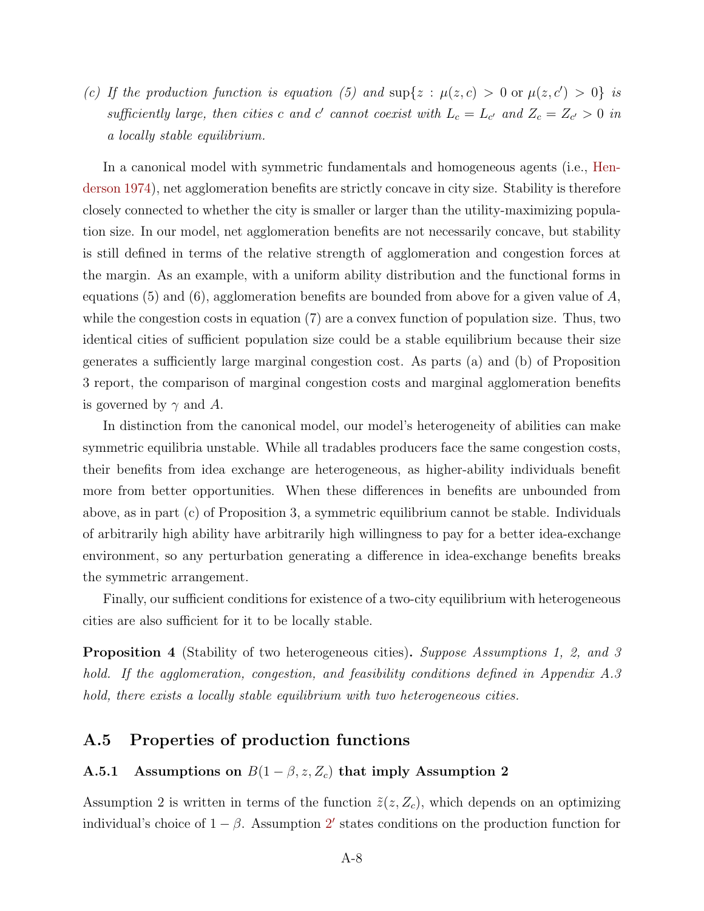*(c) If the production function is equation (5) and* $\sup\{z : \mu(z,c) > 0 \text{ or } \mu(z,c') > 0\}$ *is sufficiently large, then cities* $c$ *and* $c'$ *cannot coexist with* $L_c = L_{c'}$ *and* $Z_c = Z_{c'} > 0$ *in a locally stable equilibrium.*

In a canonical model with symmetric fundamentals and homogeneous agents (i.e., Henderson 1974), net agglomeration benefits are strictly concave in city size. Stability is therefore closely connected to whether the city is smaller or larger than the utility-maximizing population size. In our model, net agglomeration benefits are not necessarily concave, but stability is still defined in terms of the relative strength of agglomeration and congestion forces at the margin. As an example, with a uniform ability distribution and the functional forms in equations (5) and (6), agglomeration benefits are bounded from above for a given value of $A$, while the congestion costs in equation (7) are a convex function of population size. Thus, two identical cities of sufficient population size could be a stable equilibrium because their size generates a sufficiently large marginal congestion cost. As parts (a) and (b) of Proposition 3 report, the comparison of marginal congestion costs and marginal agglomeration benefits is governed by $\gamma$ and $A$.

In distinction from the canonical model, our model's heterogeneity of abilities can make symmetric equilibria unstable. While all tradables producers face the same congestion costs, their benefits from idea exchange are heterogeneous, as higher-ability individuals benefit more from better opportunities. When these differences in benefits are unbounded from above, as in part (c) of Proposition 3, a symmetric equilibrium cannot be stable. Individuals of arbitrarily high ability have arbitrarily high willingness to pay for a better idea-exchange environment, so any perturbation generating a difference in idea-exchange benefits breaks the symmetric arrangement.

Finally, our sufficient conditions for existence of a two-city equilibrium with heterogeneous cities are also sufficient for it to be locally stable.

**Proposition 4** (Stability of two heterogeneous cities)**.** *Suppose Assumptions 1, 2, and 3 hold. If the agglomeration, congestion, and feasibility conditions defined in Appendix A.3 hold, there exists a locally stable equilibrium with two heterogeneous cities.*

## A.5 Properties of production functions

### A.5.1 Assumptions on $B(1-\beta, z, Z_c)$ that imply Assumption 2

Assumption 2 is written in terms of the function $\tilde{z}(z, Z_c)$, which depends on an optimizing individual's choice of $1-\beta$. Assumption 2′ states conditions on the production function for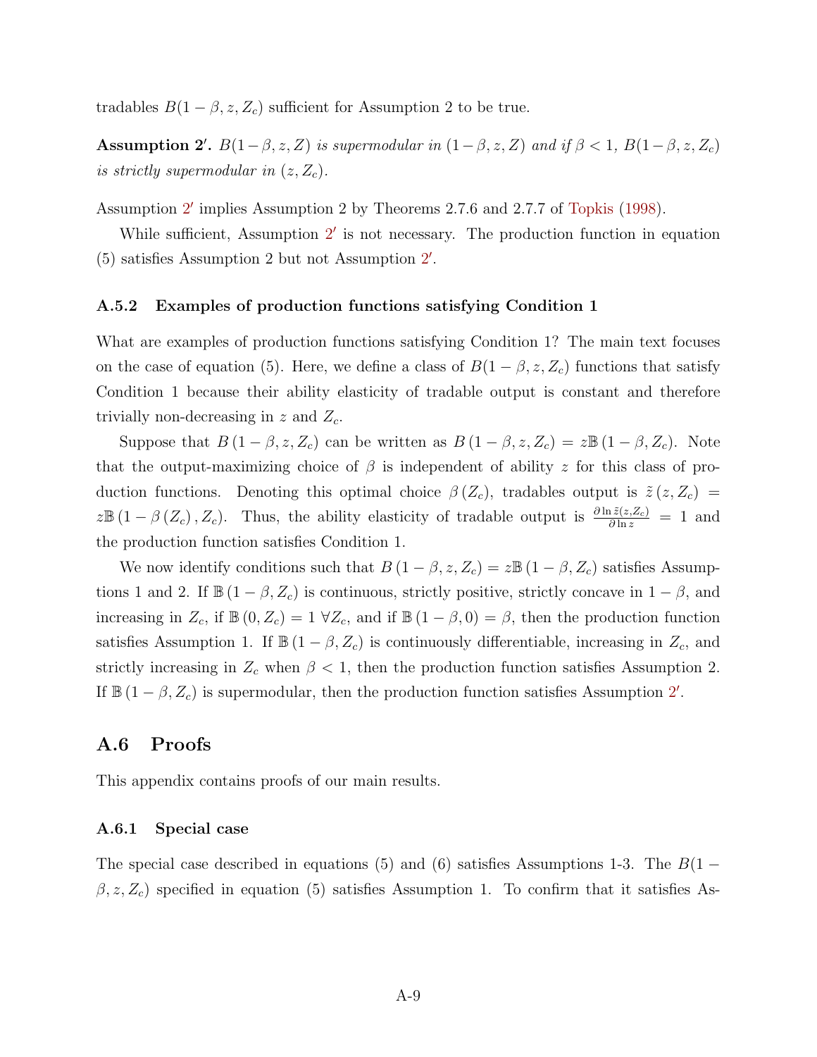tradables $B(1-\beta, z, Z_c)$ sufficient for Assumption 2 to be true.

**Assumption 2′.** *$B(1-\beta, z, Z)$ is supermodular in $(1-\beta, z, Z)$ and if $\beta < 1$, $B(1-\beta, z, Z_c)$ is strictly supermodular in $(z, Z_c)$.*

Assumption 2′ implies Assumption 2 by Theorems 2.7.6 and 2.7.7 of Topkis (1998).

While sufficient, Assumption 2′ is not necessary. The production function in equation (5) satisfies Assumption 2 but not Assumption 2′.

### A.5.2 Examples of production functions satisfying Condition 1

What are examples of production functions satisfying Condition 1? The main text focuses on the case of equation (5). Here, we define a class of $B(1-\beta, z, Z_c)$ functions that satisfy Condition 1 because their ability elasticity of tradable output is constant and therefore trivially non-decreasing in $z$ and $Z_c$.

Suppose that $B(1-\beta, z, Z_c)$ can be written as $B(1-\beta, z, Z_c) = z\mathbb{B}(1-\beta, Z_c)$. Note that the output-maximizing choice of $\beta$ is independent of ability $z$ for this class of production functions. Denoting this optimal choice $\beta(Z_c)$, tradables output is $\tilde{z}(z, Z_c) = z\mathbb{B}(1-\beta(Z_c), Z_c)$. Thus, the ability elasticity of tradable output is $\frac{\partial \ln \tilde{z}(z,Z_c)}{\partial \ln z} = 1$ and the production function satisfies Condition 1.

We now identify conditions such that $B(1-\beta, z, Z_c) = z\mathbb{B}(1-\beta, Z_c)$ satisfies Assumptions 1 and 2. If $\mathbb{B}(1-\beta, Z_c)$ is continuous, strictly positive, strictly concave in $1-\beta$, and increasing in $Z_c$, if $\mathbb{B}(0, Z_c) = 1 \; \forall Z_c$, and if $\mathbb{B}(1-\beta, 0) = \beta$, then the production function satisfies Assumption 1. If $\mathbb{B}(1-\beta, Z_c)$ is continuously differentiable, increasing in $Z_c$, and strictly increasing in $Z_c$ when $\beta < 1$, then the production function satisfies Assumption 2. If $\mathbb{B}(1-\beta, Z_c)$ is supermodular, then the production function satisfies Assumption 2′.

## A.6 Proofs

This appendix contains proofs of our main results.

### A.6.1 Special case

The special case described in equations (5) and (6) satisfies Assumptions 1-3. The $B(1-\beta, z, Z_c)$ specified in equation (5) satisfies Assumption 1. To confirm that it satisfies As-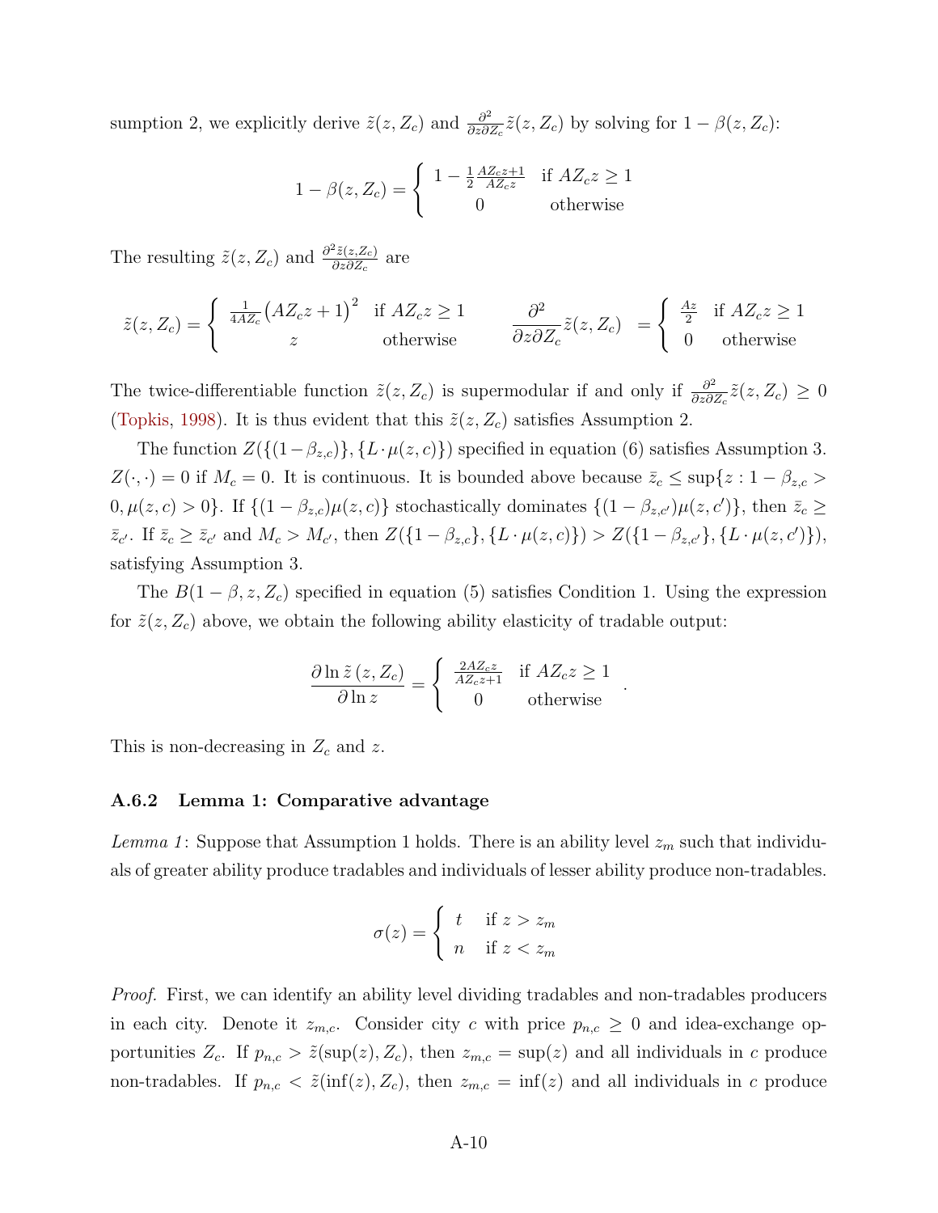sumption 2, we explicitly derive $\tilde{z}(z, Z_c)$ and $\frac{\partial^2}{\partial z \partial Z_c}\tilde{z}(z, Z_c)$ by solving for $1 - \beta(z, Z_c)$:

$$1 - \beta(z, Z_c) = \begin{cases} 1 - \frac{1}{2}\frac{AZ_c z + 1}{AZ_c z} & \text{if } AZ_c z \geq 1 \\ 0 & \text{otherwise} \end{cases}$$

The resulting $\tilde{z}(z, Z_c)$ and $\frac{\partial^2 \tilde{z}(z, Z_c)}{\partial z \partial Z_c}$ are

$$\tilde{z}(z, Z_c) = \begin{cases} \frac{1}{4AZ_c}\left(AZ_c z + 1\right)^2 & \text{if } AZ_c z \geq 1 \\ z & \text{otherwise} \end{cases} \qquad \frac{\partial^2}{\partial z \partial Z_c}\tilde{z}(z, Z_c) = \begin{cases} \frac{Az}{2} & \text{if } AZ_c z \geq 1 \\ 0 & \text{otherwise} \end{cases}$$

The twice-differentiable function $\tilde{z}(z, Z_c)$ is supermodular if and only if $\frac{\partial^2}{\partial z \partial Z_c}\tilde{z}(z, Z_c) \geq 0$ (Topkis, 1998). It is thus evident that this $\tilde{z}(z, Z_c)$ satisfies Assumption 2.

The function $Z(\{(1-\beta_{z,c})\}, \{L \cdot \mu(z,c)\})$ specified in equation (6) satisfies Assumption 3. $Z(\cdot, \cdot) = 0$ if $M_c = 0$. It is continuous. It is bounded above because $\bar{z}_c \leq \sup\{z : 1 - \beta_{z,c} > 0, \mu(z,c) > 0\}$. If $\{(1-\beta_{z,c})\mu(z,c)\}$ stochastically dominates $\{(1-\beta_{z,c'})\mu(z,c')\}$, then $\bar{z}_c \geq \bar{z}_{c'}$. If $\bar{z}_c \geq \bar{z}_{c'}$ and $M_c > M_{c'}$, then $Z(\{1-\beta_{z,c}\}, \{L \cdot \mu(z,c)\}) > Z(\{1-\beta_{z,c'}\}, \{L \cdot \mu(z,c')\})$, satisfying Assumption 3.

The $B(1-\beta, z, Z_c)$ specified in equation (5) satisfies Condition 1. Using the expression for $\tilde{z}(z, Z_c)$ above, we obtain the following ability elasticity of tradable output:

$$\frac{\partial \ln \tilde{z}(z, Z_c)}{\partial \ln z} = \begin{cases} \frac{2AZ_c z}{AZ_c z + 1} & \text{if } AZ_c z \geq 1 \\ 0 & \text{otherwise} \end{cases}.$$

This is non-decreasing in $Z_c$ and $z$.

### A.6.2 Lemma 1: Comparative advantage

*Lemma 1*: Suppose that Assumption 1 holds. There is an ability level $z_m$ such that individuals of greater ability produce tradables and individuals of lesser ability produce non-tradables.

$$\sigma(z) = \begin{cases} t & \text{if } z > z_m \\ n & \text{if } z < z_m \end{cases}$$

*Proof.* First, we can identify an ability level dividing tradables and non-tradables producers in each city. Denote it $z_{m,c}$. Consider city $c$ with price $p_{n,c} \geq 0$ and idea-exchange opportunities $Z_c$. If $p_{n,c} > \tilde{z}(\sup(z), Z_c)$, then $z_{m,c} = \sup(z)$ and all individuals in $c$ produce non-tradables. If $p_{n,c} < \tilde{z}(\inf(z), Z_c)$, then $z_{m,c} = \inf(z)$ and all individuals in $c$ produce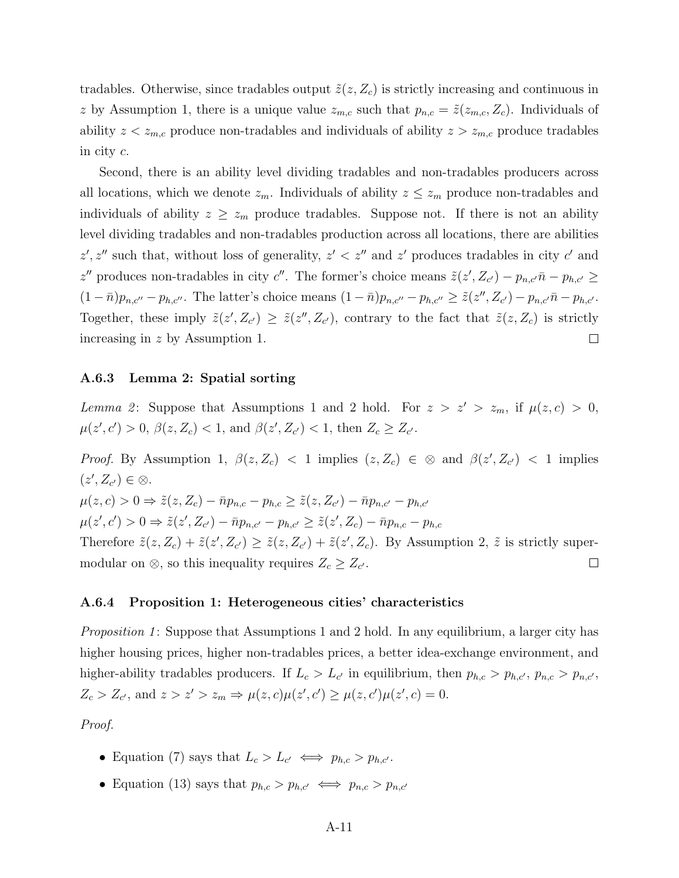tradables. Otherwise, since tradables output $\tilde{z}(z, Z_c)$ is strictly increasing and continuous in $z$ by Assumption 1, there is a unique value $z_{m,c}$ such that $p_{n,c} = \tilde{z}(z_{m,c}, Z_c)$. Individuals of ability $z < z_{m,c}$ produce non-tradables and individuals of ability $z > z_{m,c}$ produce tradables in city $c$.

Second, there is an ability level dividing tradables and non-tradables producers across all locations, which we denote $z_m$. Individuals of ability $z \leq z_m$ produce non-tradables and individuals of ability $z \geq z_m$ produce tradables. Suppose not. If there is not an ability level dividing tradables and non-tradables production across all locations, there are abilities $z', z''$ such that, without loss of generality, $z' < z''$ and $z'$ produces tradables in city $c'$ and $z''$ produces non-tradables in city $c''$. The former's choice means $\tilde{z}(z', Z_{c'}) - p_{n,c'}\bar{n} - p_{h,c'} \geq (1-\bar{n})p_{n,c''} - p_{h,c''}$. The latter's choice means $(1-\bar{n})p_{n,c''} - p_{h,c''} \geq \tilde{z}(z'', Z_{c'}) - p_{n,c'}\bar{n} - p_{h,c'}$. Together, these imply $\tilde{z}(z', Z_{c'}) \geq \tilde{z}(z'', Z_{c'})$, contrary to the fact that $\tilde{z}(z, Z_c)$ is strictly increasing in $z$ by Assumption 1. □

#### A.6.3 Lemma 2: Spatial sorting

*Lemma 2*: Suppose that Assumptions 1 and 2 hold. For $z > z' > z_m$, if $\mu(z, c) > 0$, $\mu(z', c') > 0$, $\beta(z, Z_c) < 1$, and $\beta(z', Z_{c'}) < 1$, then $Z_c \geq Z_{c'}$.

*Proof.* By Assumption 1, $\beta(z, Z_c) < 1$ implies $(z, Z_c) \in \otimes$ and $\beta(z', Z_{c'}) < 1$ implies $(z', Z_{c'}) \in \otimes$.

$\mu(z, c) > 0 \Rightarrow \tilde{z}(z, Z_c) - \bar{n}p_{n,c} - p_{h,c} \geq \tilde{z}(z, Z_{c'}) - \bar{n}p_{n,c'} - p_{h,c'}$

$\mu(z', c') > 0 \Rightarrow \tilde{z}(z', Z_{c'}) - \bar{n}p_{n,c'} - p_{h,c'} \geq \tilde{z}(z', Z_c) - \bar{n}p_{n,c} - p_{h,c}$

Therefore $\tilde{z}(z, Z_c) + \tilde{z}(z', Z_{c'}) \geq \tilde{z}(z, Z_{c'}) + \tilde{z}(z', Z_c)$. By Assumption 2, $\tilde{z}$ is strictly supermodular on $\otimes$, so this inequality requires $Z_c \geq Z_{c'}$. □

#### A.6.4 Proposition 1: Heterogeneous cities' characteristics

*Proposition 1*: Suppose that Assumptions 1 and 2 hold. In any equilibrium, a larger city has higher housing prices, higher non-tradables prices, a better idea-exchange environment, and higher-ability tradables producers. If $L_c > L_{c'}$ in equilibrium, then $p_{h,c} > p_{h,c'}$, $p_{n,c} > p_{n,c'}$, $Z_c > Z_{c'}$, and $z > z' > z_m \Rightarrow \mu(z, c)\mu(z', c') \geq \mu(z, c')\mu(z', c) = 0$.

*Proof.*

- Equation (7) says that $L_c > L_{c'} \iff p_{h,c} > p_{h,c'}$.
- Equation (13) says that $p_{h,c} > p_{h,c'} \iff p_{n,c} > p_{n,c'}$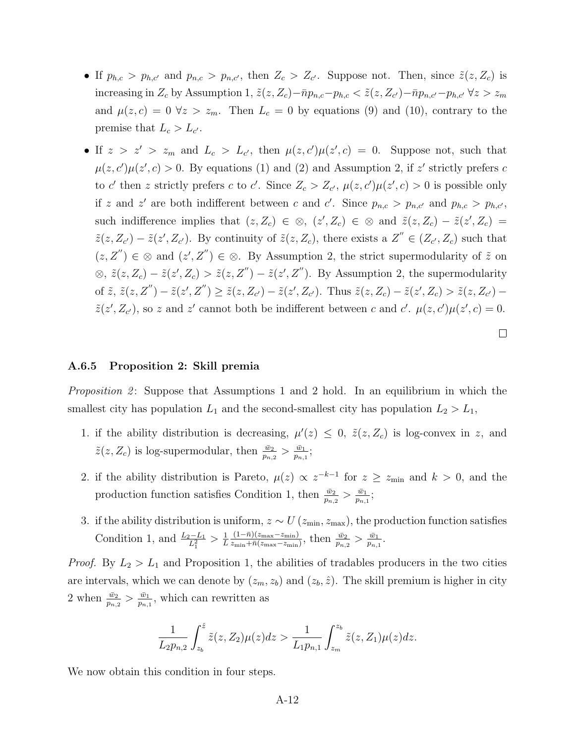- If $p_{h,c} > p_{h,c'}$ and $p_{n,c} > p_{n,c'}$, then $Z_c > Z_{c'}$. Suppose not. Then, since $\tilde{z}(z, Z_c)$ is increasing in $Z_c$ by Assumption 1, $\tilde{z}(z, Z_c) - \bar{n}p_{n,c} - p_{h,c} < \tilde{z}(z, Z_{c'}) - \bar{n}p_{n,c'} - p_{h,c'}$ $\forall z > z_m$ and $\mu(z, c) = 0$ $\forall z > z_m$. Then $L_c = 0$ by equations (9) and (10), contrary to the premise that $L_c > L_{c'}$.

- If $z > z' > z_m$ and $L_c > L_{c'}$, then $\mu(z, c')\mu(z', c) = 0$. Suppose not, such that $\mu(z, c')\mu(z', c) > 0$. By equations (1) and (2) and Assumption 2, if $z'$ strictly prefers $c$ to $c'$ then $z$ strictly prefers $c$ to $c'$. Since $Z_c > Z_{c'}$, $\mu(z, c')\mu(z', c) > 0$ is possible only if $z$ and $z'$ are both indifferent between $c$ and $c'$. Since $p_{n,c} > p_{n,c'}$ and $p_{h,c} > p_{h,c'}$, such indifference implies that $(z, Z_c) \in \otimes$, $(z', Z_c) \in \otimes$ and $\tilde{z}(z, Z_c) - \tilde{z}(z', Z_c) = \tilde{z}(z, Z_{c'}) - \tilde{z}(z', Z_{c'})$. By continuity of $\tilde{z}(z, Z_c)$, there exists a $Z'' \in (Z_{c'}, Z_c)$ such that $(z, Z'') \in \otimes$ and $(z', Z'') \in \otimes$. By Assumption 2, the strict supermodularity of $\tilde{z}$ on $\otimes$, $\tilde{z}(z, Z_c) - \tilde{z}(z', Z_c) > \tilde{z}(z, Z'') - \tilde{z}(z', Z'')$. By Assumption 2, the supermodularity of $\tilde{z}$, $\tilde{z}(z, Z'') - \tilde{z}(z', Z'') \geq \tilde{z}(z, Z_{c'}) - \tilde{z}(z', Z_{c'})$. Thus $\tilde{z}(z, Z_c) - \tilde{z}(z', Z_c) > \tilde{z}(z, Z_{c'}) - \tilde{z}(z', Z_{c'})$, so $z$ and $z'$ cannot both be indifferent between $c$ and $c'$. $\mu(z, c')\mu(z', c) = 0$.

□

### A.6.5 Proposition 2: Skill premia

*Proposition 2*: Suppose that Assumptions 1 and 2 hold. In an equilibrium in which the smallest city has population $L_1$ and the second-smallest city has population $L_2 > L_1$,

1. if the ability distribution is decreasing, $\mu'(z) \leq 0$, $\tilde{z}(z, Z_c)$ is log-convex in $z$, and $\tilde{z}(z, Z_c)$ is log-supermodular, then $\frac{\bar{w}_2}{p_{n,2}} > \frac{\bar{w}_1}{p_{n,1}}$;

2. if the ability distribution is Pareto, $\mu(z) \propto z^{-k-1}$ for $z \geq z_{\min}$ and $k > 0$, and the production function satisfies Condition 1, then $\frac{\bar{w}_2}{p_{n,2}} > \frac{\bar{w}_1}{p_{n,1}}$;

3. if the ability distribution is uniform, $z \sim U(z_{\min}, z_{\max})$, the production function satisfies Condition 1, and $\frac{L_2 - L_1}{L_1^2} > \frac{1}{L} \frac{(1-\bar{n})(z_{\max} - z_{\min})}{z_{\min} + \bar{n}(z_{\max} - z_{\min})}$, then $\frac{\bar{w}_2}{p_{n,2}} > \frac{\bar{w}_1}{p_{n,1}}$.

*Proof.* By $L_2 > L_1$ and Proposition 1, the abilities of tradables producers in the two cities are intervals, which we can denote by $(z_m, z_b)$ and $(z_b, \hat{z})$. The skill premium is higher in city 2 when $\frac{\bar{w}_2}{p_{n,2}} > \frac{\bar{w}_1}{p_{n,1}}$, which can rewritten as

$$\frac{1}{L_2 p_{n,2}} \int_{z_b}^{\hat{z}} \tilde{z}(z, Z_2)\mu(z)dz > \frac{1}{L_1 p_{n,1}} \int_{z_m}^{z_b} \tilde{z}(z, Z_1)\mu(z)dz.$$

We now obtain this condition in four steps.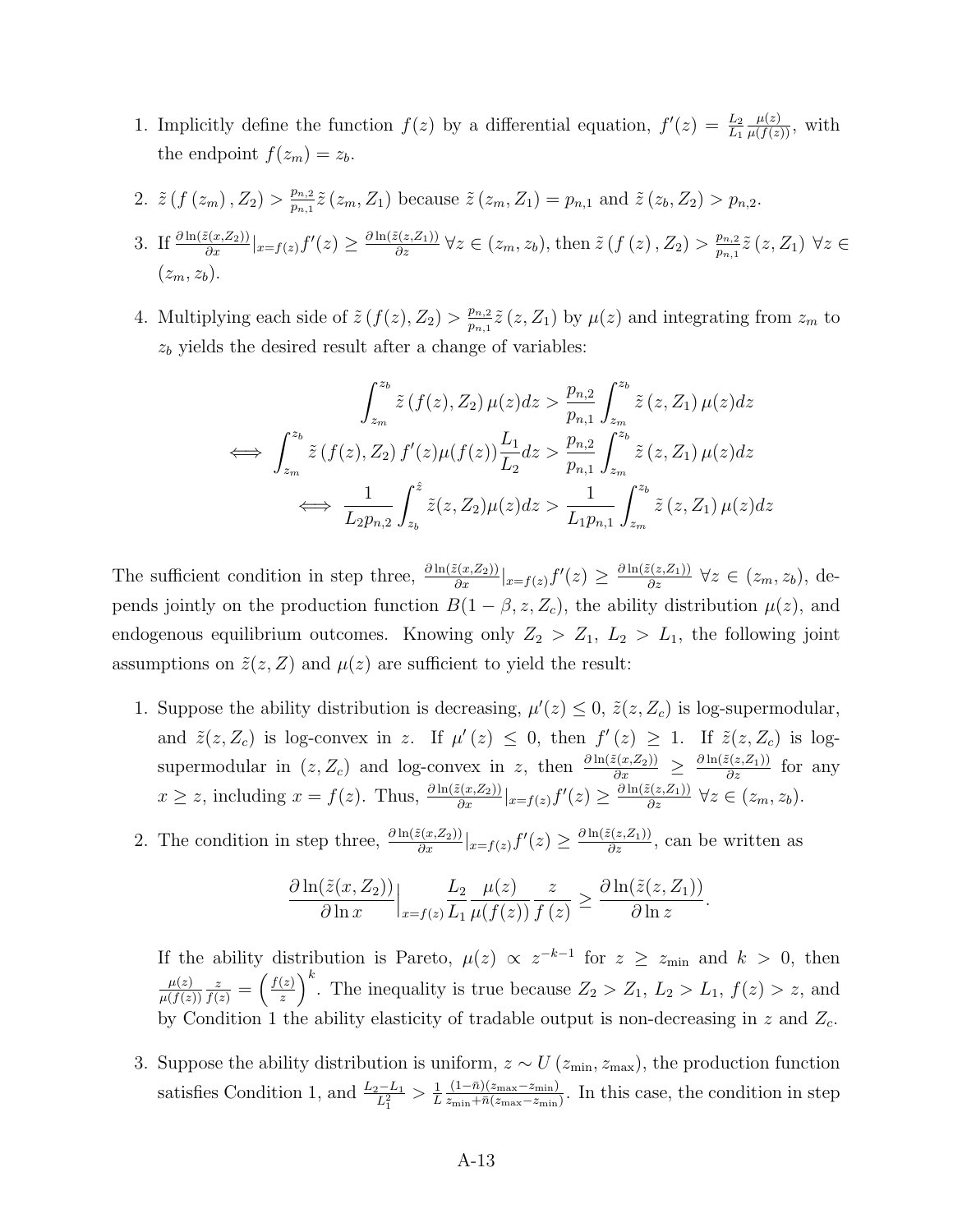1. Implicitly define the function $f(z)$ by a differential equation, $f'(z) = \frac{L_2}{L_1}\frac{\mu(z)}{\mu(f(z))}$, with the endpoint $f(z_m) = z_b$.

2. $\tilde{z}\left(f\left(z_m\right), Z_2\right) > \frac{p_{n,2}}{p_{n,1}}\tilde{z}\left(z_m, Z_1\right)$ because $\tilde{z}\left(z_m, Z_1\right) = p_{n,1}$ and $\tilde{z}\left(z_b, Z_2\right) > p_{n,2}$.

3. If $\frac{\partial \ln(\tilde{z}(x,Z_2))}{\partial x}|_{x=f(z)}f'(z) \geq \frac{\partial \ln(\tilde{z}(z,Z_1))}{\partial z}$ $\forall z \in (z_m, z_b)$, then $\tilde{z}\left(f\left(z\right), Z_2\right) > \frac{p_{n,2}}{p_{n,1}}\tilde{z}\left(z, Z_1\right)$ $\forall z \in (z_m, z_b)$.

4. Multiplying each side of $\tilde{z}\left(f(z), Z_2\right) > \frac{p_{n,2}}{p_{n,1}}\tilde{z}\left(z, Z_1\right)$ by $\mu(z)$ and integrating from $z_m$ to $z_b$ yields the desired result after a change of variables:

$$
\begin{aligned}
\int_{z_m}^{z_b} \tilde{z}\left(f(z), Z_2\right)\mu(z)dz &> \frac{p_{n,2}}{p_{n,1}}\int_{z_m}^{z_b} \tilde{z}\left(z, Z_1\right)\mu(z)dz \\
\iff \int_{z_m}^{z_b} \tilde{z}\left(f(z), Z_2\right) f'(z)\mu(f(z))\frac{L_1}{L_2}dz &> \frac{p_{n,2}}{p_{n,1}}\int_{z_m}^{z_b} \tilde{z}\left(z, Z_1\right)\mu(z)dz \\
\iff \frac{1}{L_2 p_{n,2}}\int_{z_b}^{\hat{z}} \tilde{z}(z, Z_2)\mu(z)dz &> \frac{1}{L_1 p_{n,1}}\int_{z_m}^{z_b} \tilde{z}\left(z, Z_1\right)\mu(z)dz
\end{aligned}
$$

The sufficient condition in step three, $\frac{\partial \ln(\tilde{z}(x,Z_2))}{\partial x}|_{x=f(z)}f'(z) \geq \frac{\partial \ln(\tilde{z}(z,Z_1))}{\partial z}$ $\forall z \in (z_m, z_b)$, depends jointly on the production function $B(1-\beta, z, Z_c)$, the ability distribution $\mu(z)$, and endogenous equilibrium outcomes. Knowing only $Z_2 > Z_1$, $L_2 > L_1$, the following joint assumptions on $\tilde{z}(z, Z)$ and $\mu(z)$ are sufficient to yield the result:

1. Suppose the ability distribution is decreasing, $\mu'(z) \leq 0$, $\tilde{z}(z, Z_c)$ is log-supermodular, and $\tilde{z}(z, Z_c)$ is log-convex in $z$. If $\mu'(z) \leq 0$, then $f'(z) \geq 1$. If $\tilde{z}(z, Z_c)$ is log-supermodular in $(z, Z_c)$ and log-convex in $z$, then $\frac{\partial \ln(\tilde{z}(x,Z_2))}{\partial x} \geq \frac{\partial \ln(\tilde{z}(z,Z_1))}{\partial z}$ for any $x \geq z$, including $x = f(z)$. Thus, $\frac{\partial \ln(\tilde{z}(x,Z_2))}{\partial x}|_{x=f(z)}f'(z) \geq \frac{\partial \ln(\tilde{z}(z,Z_1))}{\partial z}$ $\forall z \in (z_m, z_b)$.

2. The condition in step three, $\frac{\partial \ln(\tilde{z}(x,Z_2))}{\partial x}|_{x=f(z)}f'(z) \geq \frac{\partial \ln(\tilde{z}(z,Z_1))}{\partial z}$, can be written as

$$
\frac{\partial \ln(\tilde{z}(x, Z_2))}{\partial \ln x}\Big|_{x=f(z)}\frac{L_2}{L_1}\frac{\mu(z)}{\mu(f(z))}\frac{z}{f\left(z\right)} \geq \frac{\partial \ln(\tilde{z}(z, Z_1))}{\partial \ln z}.
$$

   If the ability distribution is Pareto, $\mu(z) \propto z^{-k-1}$ for $z \geq z_{\min}$ and $k > 0$, then $\frac{\mu(z)}{\mu(f(z))}\frac{z}{f(z)} = \left(\frac{f(z)}{z}\right)^k$. The inequality is true because $Z_2 > Z_1$, $L_2 > L_1$, $f(z) > z$, and by Condition 1 the ability elasticity of tradable output is non-decreasing in $z$ and $Z_c$.

3. Suppose the ability distribution is uniform, $z \sim U\left(z_{\min}, z_{\max}\right)$, the production function satisfies Condition 1, and $\frac{L_2 - L_1}{L_1^2} > \frac{1}{L}\frac{(1-\bar{n})(z_{\max}-z_{\min})}{z_{\min}+\bar{n}(z_{\max}-z_{\min})}$. In this case, the condition in step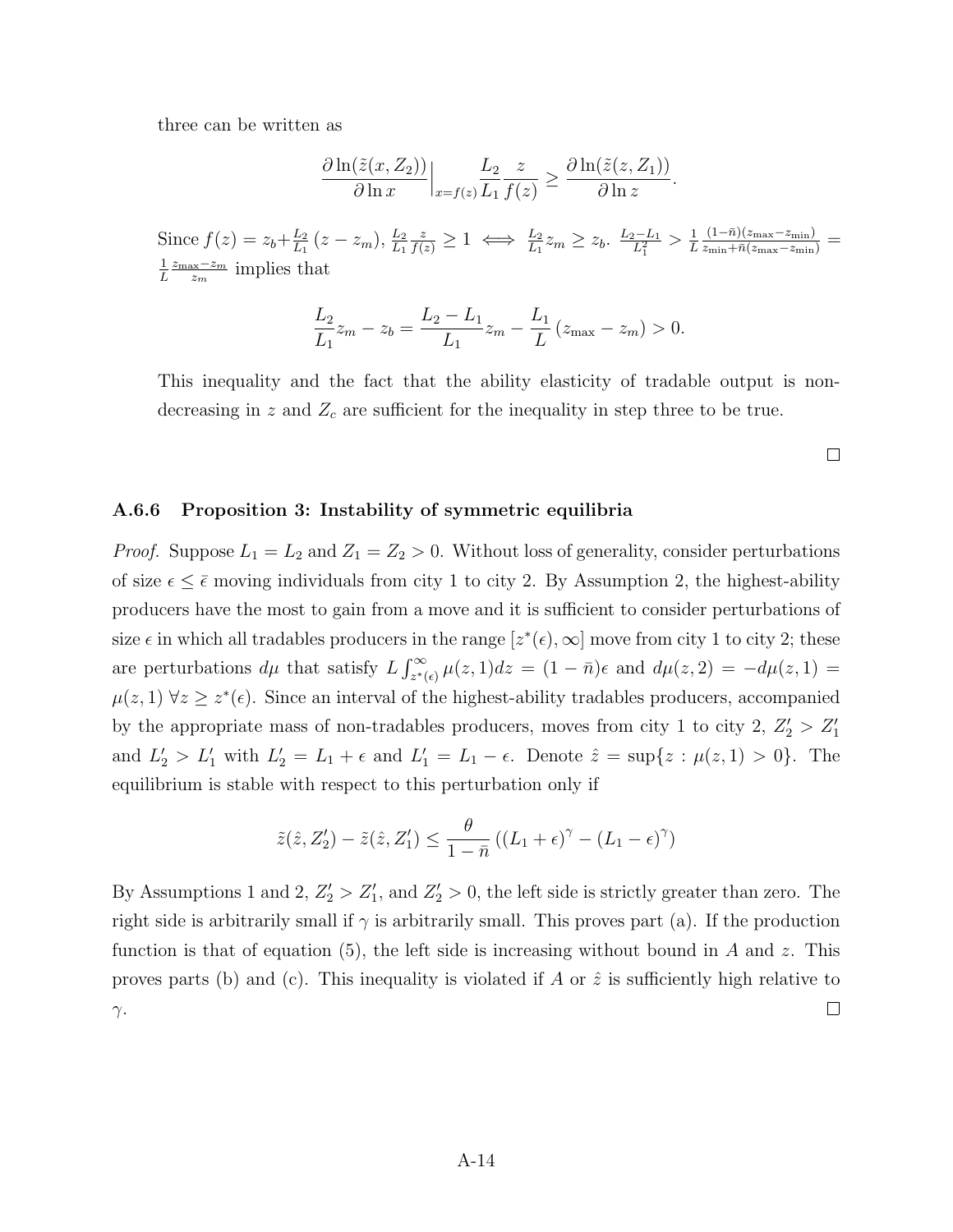three can be written as

$$\frac{\partial \ln(\tilde{z}(x, Z_2))}{\partial \ln x}\Big|_{x=f(z)} \frac{L_2}{L_1} \frac{z}{f(z)} \geq \frac{\partial \ln(\tilde{z}(z, Z_1))}{\partial \ln z}.$$

Since $f(z) = z_b + \frac{L_2}{L_1}(z - z_m)$, $\frac{L_2}{L_1}\frac{z}{f(z)} \geq 1 \iff \frac{L_2}{L_1} z_m \geq z_b$. $\frac{L_2 - L_1}{L_1^2} > \frac{1}{L}\frac{(1-\bar{n})(z_{\max} - z_{\min})}{z_{\min} + \bar{n}(z_{\max} - z_{\min})} = \frac{1}{L}\frac{z_{\max} - z_m}{z_m}$ implies that

$$\frac{L_2}{L_1} z_m - z_b = \frac{L_2 - L_1}{L_1} z_m - \frac{L_1}{L}(z_{\max} - z_m) > 0.$$

This inequality and the fact that the ability elasticity of tradable output is non-decreasing in $z$ and $Z_c$ are sufficient for the inequality in step three to be true.

□

### A.6.6 Proposition 3: Instability of symmetric equilibria

*Proof.* Suppose $L_1 = L_2$ and $Z_1 = Z_2 > 0$. Without loss of generality, consider perturbations of size $\epsilon \leq \bar{\epsilon}$ moving individuals from city 1 to city 2. By Assumption 2, the highest-ability producers have the most to gain from a move and it is sufficient to consider perturbations of size $\epsilon$ in which all tradables producers in the range $[z^*(\epsilon), \infty]$ move from city 1 to city 2; these are perturbations $d\mu$ that satisfy $L \int_{z^*(\epsilon)}^{\infty} \mu(z, 1)dz = (1 - \bar{n})\epsilon$ and $d\mu(z, 2) = -d\mu(z, 1) = \mu(z, 1)\ \forall z \geq z^*(\epsilon)$. Since an interval of the highest-ability tradables producers, accompanied by the appropriate mass of non-tradables producers, moves from city 1 to city 2, $Z_2' > Z_1'$ and $L_2' > L_1'$ with $L_2' = L_1 + \epsilon$ and $L_1' = L_1 - \epsilon$. Denote $\hat{z} = \sup\{z : \mu(z, 1) > 0\}$. The equilibrium is stable with respect to this perturbation only if

$$\tilde{z}(\hat{z}, Z_2') - \tilde{z}(\hat{z}, Z_1') \leq \frac{\theta}{1 - \bar{n}}\left((L_1 + \epsilon)^{\gamma} - (L_1 - \epsilon)^{\gamma}\right)$$

By Assumptions 1 and 2, $Z_2' > Z_1'$, and $Z_2' > 0$, the left side is strictly greater than zero. The right side is arbitrarily small if $\gamma$ is arbitrarily small. This proves part (a). If the production function is that of equation (5), the left side is increasing without bound in $A$ and $z$. This proves parts (b) and (c). This inequality is violated if $A$ or $\hat{z}$ is sufficiently high relative to $\gamma$.

□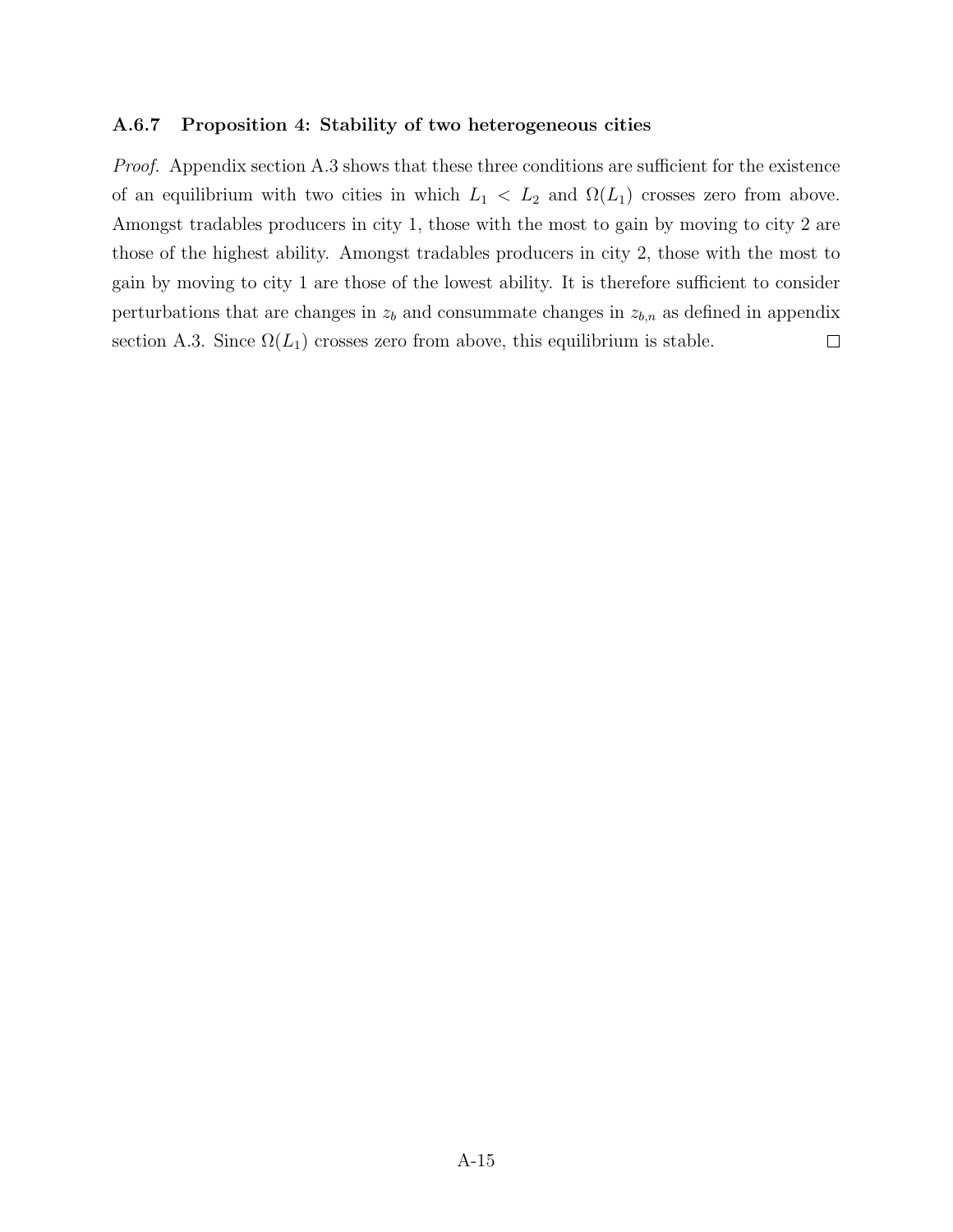#### A.6.7 Proposition 4: Stability of two heterogeneous cities

*Proof.* Appendix section A.3 shows that these three conditions are sufficient for the existence of an equilibrium with two cities in which $L_1 < L_2$ and $\Omega(L_1)$ crosses zero from above. Amongst tradables producers in city 1, those with the most to gain by moving to city 2 are those of the highest ability. Amongst tradables producers in city 2, those with the most to gain by moving to city 1 are those of the lowest ability. It is therefore sufficient to consider perturbations that are changes in $z_b$ and consummate changes in $z_{b,n}$ as defined in appendix section A.3. Since $\Omega(L_1)$ crosses zero from above, this equilibrium is stable. □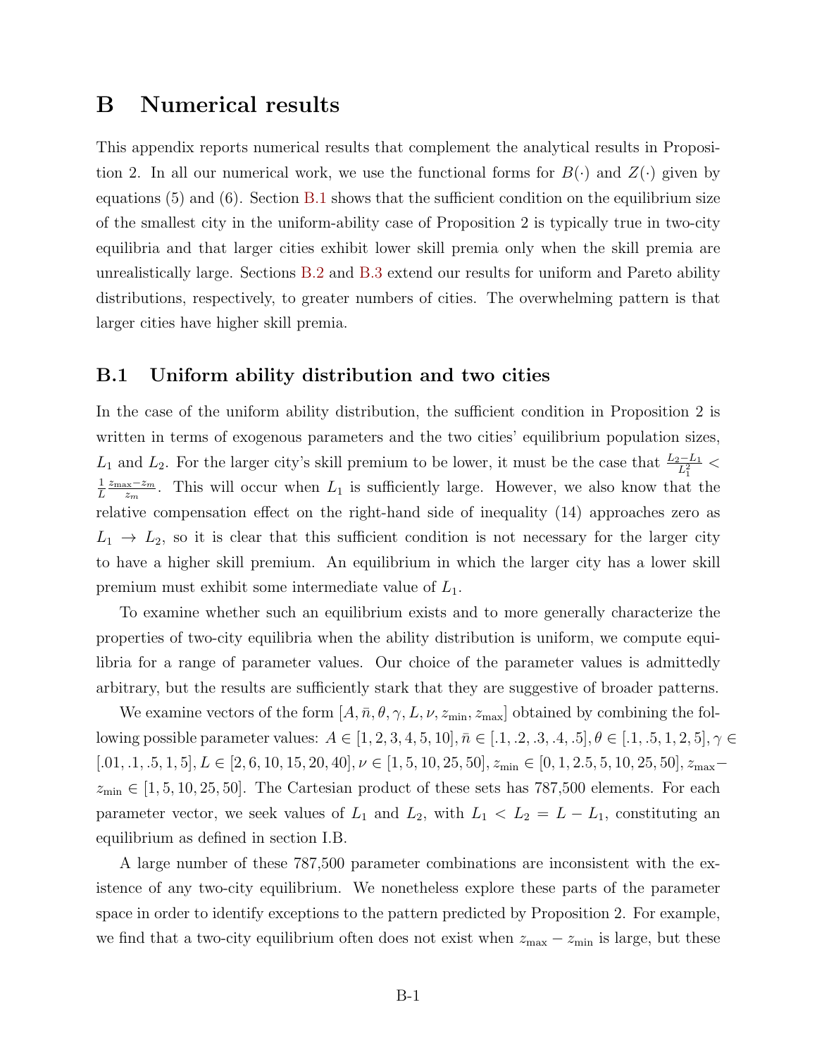# B Numerical results

This appendix reports numerical results that complement the analytical results in Proposition 2. In all our numerical work, we use the functional forms for $B(\cdot)$ and $Z(\cdot)$ given by equations (5) and (6). Section B.1 shows that the sufficient condition on the equilibrium size of the smallest city in the uniform-ability case of Proposition 2 is typically true in two-city equilibria and that larger cities exhibit lower skill premia only when the skill premia are unrealistically large. Sections B.2 and B.3 extend our results for uniform and Pareto ability distributions, respectively, to greater numbers of cities. The overwhelming pattern is that larger cities have higher skill premia.

## B.1 Uniform ability distribution and two cities

In the case of the uniform ability distribution, the sufficient condition in Proposition 2 is written in terms of exogenous parameters and the two cities' equilibrium population sizes, $L_1$ and $L_2$. For the larger city's skill premium to be lower, it must be the case that $\frac{L_2 - L_1}{L_1^2} < \frac{1}{L} \frac{z_{\max} - z_m}{z_m}$. This will occur when $L_1$ is sufficiently large. However, we also know that the relative compensation effect on the right-hand side of inequality (14) approaches zero as $L_1 \to L_2$, so it is clear that this sufficient condition is not necessary for the larger city to have a higher skill premium. An equilibrium in which the larger city has a lower skill premium must exhibit some intermediate value of $L_1$.

To examine whether such an equilibrium exists and to more generally characterize the properties of two-city equilibria when the ability distribution is uniform, we compute equilibria for a range of parameter values. Our choice of the parameter values is admittedly arbitrary, but the results are sufficiently stark that they are suggestive of broader patterns.

We examine vectors of the form $[A, \bar{n}, \theta, \gamma, L, \nu, z_{\min}, z_{\max}]$ obtained by combining the following possible parameter values: $A \in [1, 2, 3, 4, 5, 10], \bar{n} \in [.1, .2, .3, .4, .5], \theta \in [.1, .5, 1, 2, 5], \gamma \in [.01, .1, .5, 1, 5], L \in [2, 6, 10, 15, 20, 40], \nu \in [1, 5, 10, 25, 50], z_{\min} \in [0, 1, 2.5, 5, 10, 25, 50], z_{\max} - z_{\min} \in [1, 5, 10, 25, 50]$. The Cartesian product of these sets has 787,500 elements. For each parameter vector, we seek values of $L_1$ and $L_2$, with $L_1 < L_2 = L - L_1$, constituting an equilibrium as defined in section I.B.

A large number of these 787,500 parameter combinations are inconsistent with the existence of any two-city equilibrium. We nonetheless explore these parts of the parameter space in order to identify exceptions to the pattern predicted by Proposition 2. For example, we find that a two-city equilibrium often does not exist when $z_{\max} - z_{\min}$ is large, but these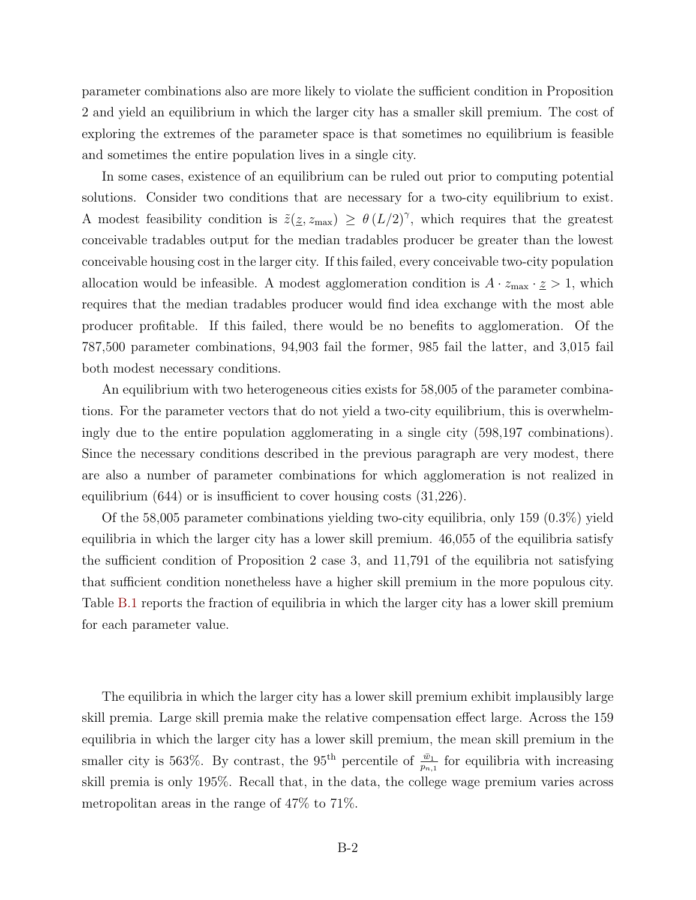parameter combinations also are more likely to violate the sufficient condition in Proposition 2 and yield an equilibrium in which the larger city has a smaller skill premium. The cost of exploring the extremes of the parameter space is that sometimes no equilibrium is feasible and sometimes the entire population lives in a single city.

In some cases, existence of an equilibrium can be ruled out prior to computing potential solutions. Consider two conditions that are necessary for a two-city equilibrium to exist. A modest feasibility condition is $\tilde{z}(\underline{z}, z_{\max}) \geq \theta (L/2)^{\gamma}$, which requires that the greatest conceivable tradables output for the median tradables producer be greater than the lowest conceivable housing cost in the larger city. If this failed, every conceivable two-city population allocation would be infeasible. A modest agglomeration condition is $A \cdot z_{\max} \cdot \underline{z} > 1$, which requires that the median tradables producer would find idea exchange with the most able producer profitable. If this failed, there would be no benefits to agglomeration. Of the 787,500 parameter combinations, 94,903 fail the former, 985 fail the latter, and 3,015 fail both modest necessary conditions.

An equilibrium with two heterogeneous cities exists for 58,005 of the parameter combinations. For the parameter vectors that do not yield a two-city equilibrium, this is overwhelmingly due to the entire population agglomerating in a single city (598,197 combinations). Since the necessary conditions described in the previous paragraph are very modest, there are also a number of parameter combinations for which agglomeration is not realized in equilibrium (644) or is insufficient to cover housing costs (31,226).

Of the 58,005 parameter combinations yielding two-city equilibria, only 159 (0.3%) yield equilibria in which the larger city has a lower skill premium. 46,055 of the equilibria satisfy the sufficient condition of Proposition 2 case 3, and 11,791 of the equilibria not satisfying that sufficient condition nonetheless have a higher skill premium in the more populous city. Table B.1 reports the fraction of equilibria in which the larger city has a lower skill premium for each parameter value.

The equilibria in which the larger city has a lower skill premium exhibit implausibly large skill premia. Large skill premia make the relative compensation effect large. Across the 159 equilibria in which the larger city has a lower skill premium, the mean skill premium in the smaller city is 563%. By contrast, the 95$^{\text{th}}$ percentile of $\frac{\bar{w}_1}{p_{n,1}}$ for equilibria with increasing skill premia is only 195%. Recall that, in the data, the college wage premium varies across metropolitan areas in the range of 47% to 71%.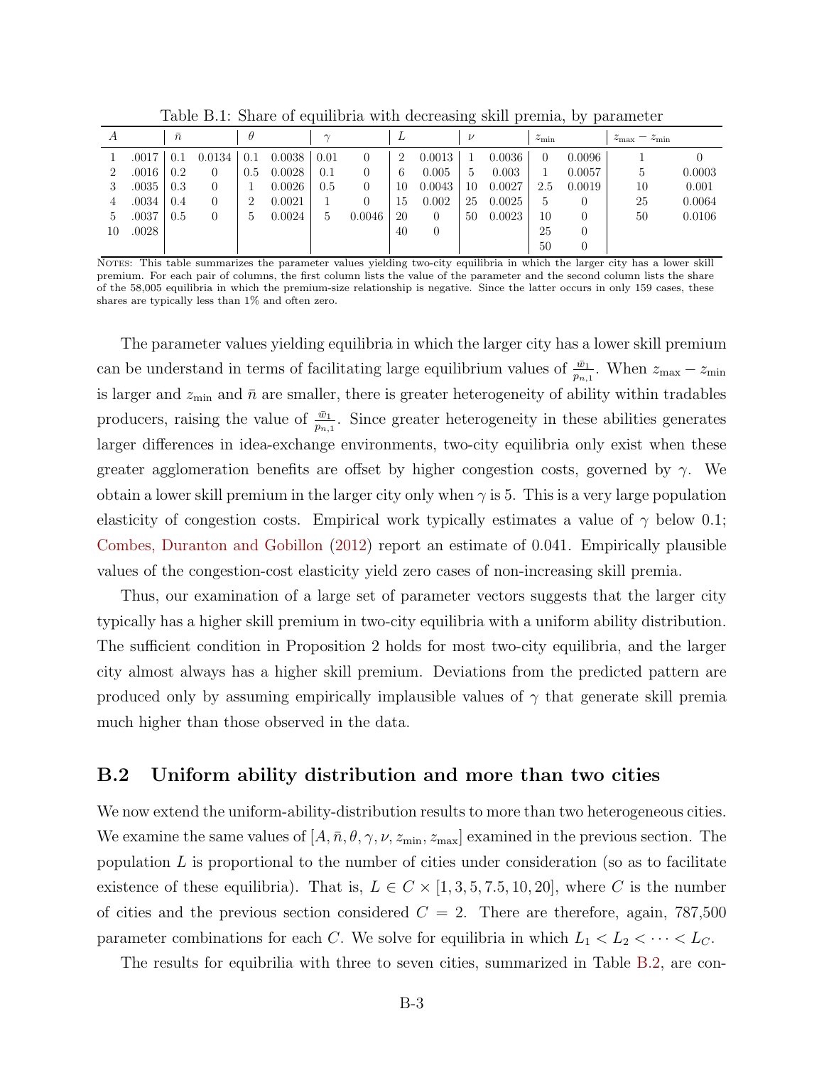Table B.1: Share of equilibria with decreasing skill premia, by parameter

| $A$ | | $\bar{n}$ | | $\theta$ | | $\gamma$ | | $L$ | | $\nu$ | | $z_{\min}$ | | $z_{\max} - z_{\min}$ | |
|---|---|---|---|---|---|---|---|---|---|---|---|---|---|---|---|
| 1 | .0017 | 0.1 | 0.0134 | 0.1 | 0.0038 | 0.01 | 0 | 2 | 0.0013 | 1 | 0.0036 | 0 | 0.0096 | 1 | 0 |
| 2 | .0016 | 0.2 | 0 | 0.5 | 0.0028 | 0.1 | 0 | 6 | 0.005 | 5 | 0.003 | 1 | 0.0057 | 5 | 0.0003 |
| 3 | .0035 | 0.3 | 0 | 1 | 0.0026 | 0.5 | 0 | 10 | 0.0043 | 10 | 0.0027 | 2.5 | 0.0019 | 10 | 0.001 |
| 4 | .0034 | 0.4 | 0 | 2 | 0.0021 | 1 | 0 | 15 | 0.002 | 25 | 0.0025 | 5 | 0 | 25 | 0.0064 |
| 5 | .0037 | 0.5 | 0 | 5 | 0.0024 | 5 | 0.0046 | 20 | 0 | 50 | 0.0023 | 10 | 0 | 50 | 0.0106 |
| 10 | .0028 | | | | | | | 40 | 0 | | | 25 | 0 | | |
| | | | | | | | | | | | | 50 | 0 | | |

Notes: This table summarizes the parameter values yielding two-city equilibria in which the larger city has a lower skill premium. For each pair of columns, the first column lists the value of the parameter and the second column lists the share of the 58,005 equilibria in which the premium-size relationship is negative. Since the latter occurs in only 159 cases, these shares are typically less than 1% and often zero.

The parameter values yielding equilibria in which the larger city has a lower skill premium can be understand in terms of facilitating large equilibrium values of $\frac{\bar{w}_1}{p_{n,1}}$. When $z_{\max} - z_{\min}$ is larger and $z_{\min}$ and $\bar{n}$ are smaller, there is greater heterogeneity of ability within tradables producers, raising the value of $\frac{\bar{w}_1}{p_{n,1}}$. Since greater heterogeneity in these abilities generates larger differences in idea-exchange environments, two-city equilibria only exist when these greater agglomeration benefits are offset by higher congestion costs, governed by $\gamma$. We obtain a lower skill premium in the larger city only when $\gamma$ is 5. This is a very large population elasticity of congestion costs. Empirical work typically estimates a value of $\gamma$ below 0.1; Combes, Duranton and Gobillon (2012) report an estimate of 0.041. Empirically plausible values of the congestion-cost elasticity yield zero cases of non-increasing skill premia.

Thus, our examination of a large set of parameter vectors suggests that the larger city typically has a higher skill premium in two-city equilibria with a uniform ability distribution. The sufficient condition in Proposition 2 holds for most two-city equilibria, and the larger city almost always has a higher skill premium. Deviations from the predicted pattern are produced only by assuming empirically implausible values of $\gamma$ that generate skill premia much higher than those observed in the data.

## B.2 Uniform ability distribution and more than two cities

We now extend the uniform-ability-distribution results to more than two heterogeneous cities. We examine the same values of $[A, \bar{n}, \theta, \gamma, \nu, z_{\min}, z_{\max}]$ examined in the previous section. The population $L$ is proportional to the number of cities under consideration (so as to facilitate existence of these equilibria). That is, $L \in C \times [1, 3, 5, 7.5, 10, 20]$, where $C$ is the number of cities and the previous section considered $C = 2$. There are therefore, again, 787,500 parameter combinations for each $C$. We solve for equilibria in which $L_1 < L_2 < \cdots < L_C$.

The results for equibrilia with three to seven cities, summarized in Table B.2, are con-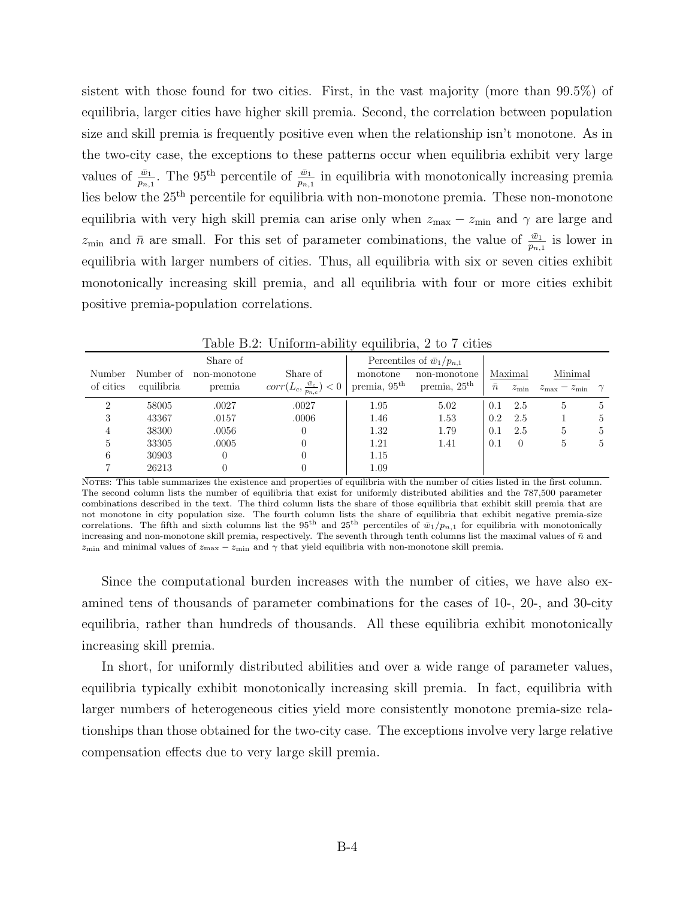sistent with those found for two cities. First, in the vast majority (more than 99.5%) of equilibria, larger cities have higher skill premia. Second, the correlation between population size and skill premia is frequently positive even when the relationship isn't monotone. As in the two-city case, the exceptions to these patterns occur when equilibria exhibit very large values of $\frac{\bar{w}_1}{p_{n,1}}$. The 95$^{\text{th}}$ percentile of $\frac{\bar{w}_1}{p_{n,1}}$ in equilibria with monotonically increasing premia lies below the 25$^{\text{th}}$ percentile for equilibria with non-monotone premia. These non-monotone equilibria with very high skill premia can arise only when $z_{\max} - z_{\min}$ and $\gamma$ are large and $z_{\min}$ and $\bar{n}$ are small. For this set of parameter combinations, the value of $\frac{\bar{w}_1}{p_{n,1}}$ is lower in equilibria with larger numbers of cities. Thus, all equilibria with six or seven cities exhibit monotonically increasing skill premia, and all equilibria with four or more cities exhibit positive premia-population correlations.

Table B.2: Uniform-ability equilibria, 2 to 7 cities

| Number of cities | Number of equilibria | Share of non-monotone premia | Share of $corr(L_c, \frac{\bar{w}_c}{p_{n,c}}) < 0$ | Percentiles of $\bar{w}_1/p_{n,1}$: monotone premia, 95$^{\text{th}}$ | Percentiles of $\bar{w}_1/p_{n,1}$: non-monotone premia, 25$^{\text{th}}$ | Maximal: $\bar{n}$ | Maximal: $z_{\min}$ | Minimal: $z_{\max} - z_{\min}$ | Minimal: $\gamma$ |
|---|---|---|---|---|---|---|---|---|---|
| 2 | 58005 | .0027 | .0027 | 1.95 | 5.02 | 0.1 | 2.5 | 5 | 5 |
| 3 | 43367 | .0157 | .0006 | 1.46 | 1.53 | 0.2 | 2.5 | 1 | 5 |
| 4 | 38300 | .0056 | 0 | 1.32 | 1.79 | 0.1 | 2.5 | 5 | 5 |
| 5 | 33305 | .0005 | 0 | 1.21 | 1.41 | 0.1 | 0 | 5 | 5 |
| 6 | 30903 | 0 | 0 | 1.15 | | | | | |
| 7 | 26213 | 0 | 0 | 1.09 | | | | | |

NOTES: This table summarizes the existence and properties of equilibria with the number of cities listed in the first column. The second column lists the number of equilibria that exist for uniformly distributed abilities and the 787,500 parameter combinations described in the text. The third column lists the share of those equilibria that exhibit skill premia that are not monotone in city population size. The fourth column lists the share of equilibria that exhibit negative premia-size correlations. The fifth and sixth columns list the 95$^{\text{th}}$ and 25$^{\text{th}}$ percentiles of $\bar{w}_1/p_{n,1}$ for equilibria with monotonically increasing and non-monotone skill premia, respectively. The seventh through tenth columns list the maximal values of $\bar{n}$ and $z_{\min}$ and minimal values of $z_{\max} - z_{\min}$ and $\gamma$ that yield equilibria with non-monotone skill premia.

Since the computational burden increases with the number of cities, we have also examined tens of thousands of parameter combinations for the cases of 10-, 20-, and 30-city equilibria, rather than hundreds of thousands. All these equilibria exhibit monotonically increasing skill premia.

In short, for uniformly distributed abilities and over a wide range of parameter values, equilibria typically exhibit monotonically increasing skill premia. In fact, equilibria with larger numbers of heterogeneous cities yield more consistently monotone premia-size relationships than those obtained for the two-city case. The exceptions involve very large relative compensation effects due to very large skill premia.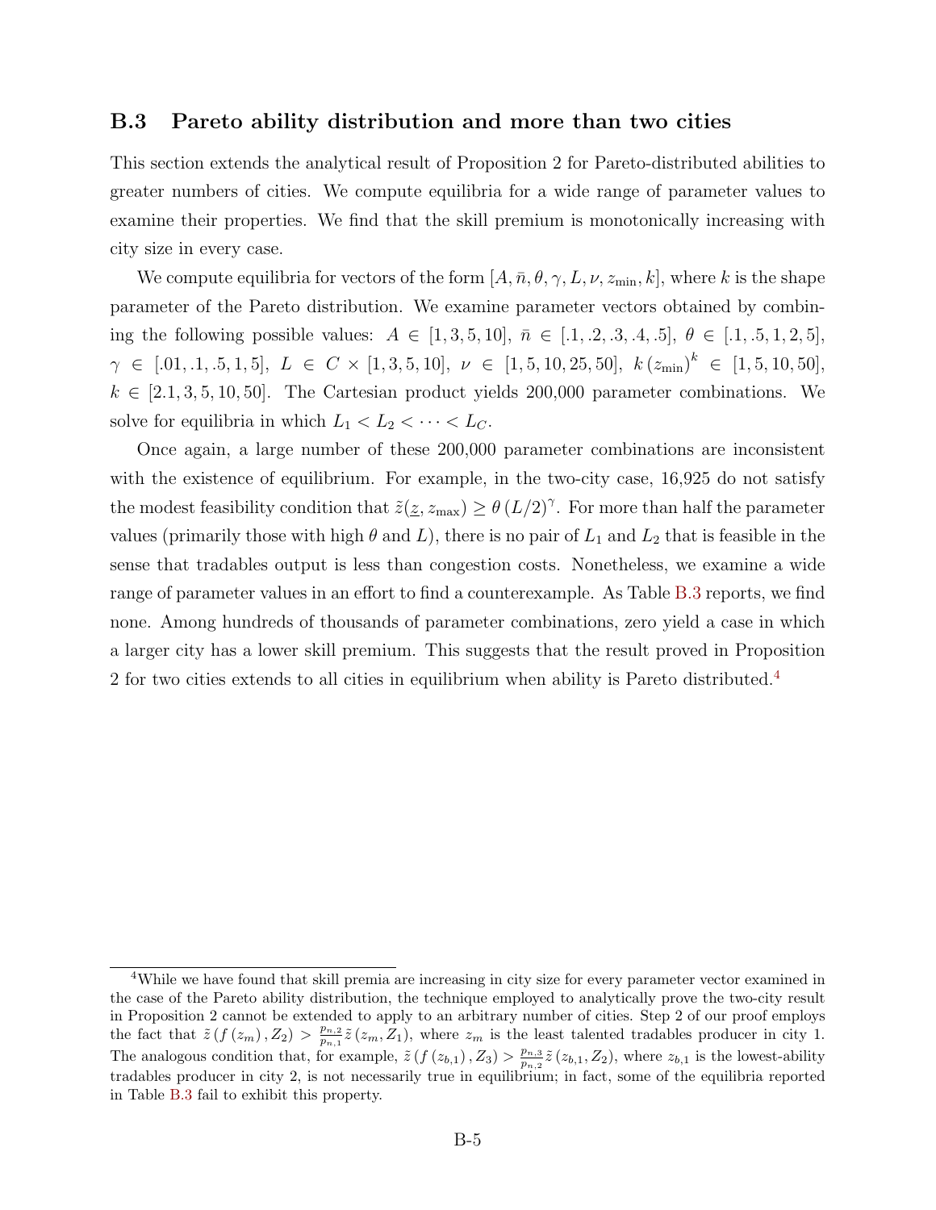### B.3 Pareto ability distribution and more than two cities

This section extends the analytical result of Proposition 2 for Pareto-distributed abilities to greater numbers of cities. We compute equilibria for a wide range of parameter values to examine their properties. We find that the skill premium is monotonically increasing with city size in every case.

We compute equilibria for vectors of the form $[A, \bar{n}, \theta, \gamma, L, \nu, z_{\min}, k]$, where $k$ is the shape parameter of the Pareto distribution. We examine parameter vectors obtained by combining the following possible values: $A \in [1, 3, 5, 10]$, $\bar{n} \in [.1, .2, .3, .4, .5]$, $\theta \in [.1, .5, 1, 2, 5]$, $\gamma \in [.01, .1, .5, 1, 5]$, $L \in C \times [1, 3, 5, 10]$, $\nu \in [1, 5, 10, 25, 50]$, $k\left(z_{\min}\right)^{k} \in [1, 5, 10, 50]$, $k \in [2.1, 3, 5, 10, 50]$. The Cartesian product yields 200,000 parameter combinations. We solve for equilibria in which $L_1 < L_2 < \cdots < L_C$.

Once again, a large number of these 200,000 parameter combinations are inconsistent with the existence of equilibrium. For example, in the two-city case, 16,925 do not satisfy the modest feasibility condition that $\tilde{z}(\underline{z}, z_{\max}) \geq \theta\left(L/2\right)^{\gamma}$. For more than half the parameter values (primarily those with high $\theta$ and $L$), there is no pair of $L_1$ and $L_2$ that is feasible in the sense that tradables output is less than congestion costs. Nonetheless, we examine a wide range of parameter values in an effort to find a counterexample. As Table B.3 reports, we find none. Among hundreds of thousands of parameter combinations, zero yield a case in which a larger city has a lower skill premium. This suggests that the result proved in Proposition 2 for two cities extends to all cities in equilibrium when ability is Pareto distributed.[4]

---

[4] While we have found that skill premia are increasing in city size for every parameter vector examined in the case of the Pareto ability distribution, the technique employed to analytically prove the two-city result in Proposition 2 cannot be extended to apply to an arbitrary number of cities. Step 2 of our proof employs the fact that $\tilde{z}\left(f\left(z_m\right), Z_2\right) > \frac{p_{n,2}}{p_{n,1}}\tilde{z}\left(z_m, Z_1\right)$, where $z_m$ is the least talented tradables producer in city 1. The analogous condition that, for example, $\tilde{z}\left(f\left(z_{b,1}\right), Z_3\right) > \frac{p_{n,3}}{p_{n,2}}\tilde{z}\left(z_{b,1}, Z_2\right)$, where $z_{b,1}$ is the lowest-ability tradables producer in city 2, is not necessarily true in equilibrium; in fact, some of the equilibria reported in Table B.3 fail to exhibit this property.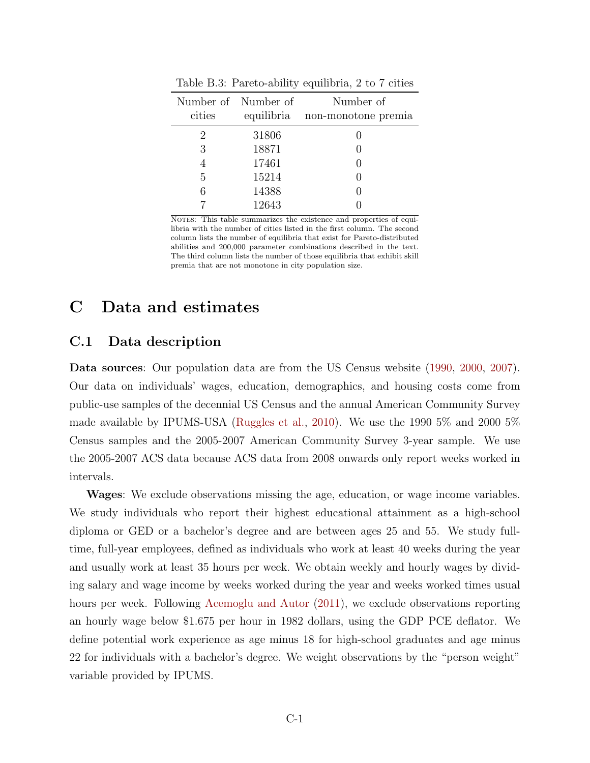Table B.3: Pareto-ability equilibria, 2 to 7 cities

| Number of cities | Number of equilibria | Number of non-monotone premia |
|---|---|---|
| 2 | 31806 | 0 |
| 3 | 18871 | 0 |
| 4 | 17461 | 0 |
| 5 | 15214 | 0 |
| 6 | 14388 | 0 |
| 7 | 12643 | 0 |

NOTES: This table summarizes the existence and properties of equilibria with the number of cities listed in the first column. The second column lists the number of equilibria that exist for Pareto-distributed abilities and 200,000 parameter combinations described in the text. The third column lists the number of those equilibria that exhibit skill premia that are not monotone in city population size.

# C Data and estimates

## C.1 Data description

**Data sources**: Our population data are from the US Census website (1990, 2000, 2007). Our data on individuals' wages, education, demographics, and housing costs come from public-use samples of the decennial US Census and the annual American Community Survey made available by IPUMS-USA (Ruggles et al., 2010). We use the 1990 5% and 2000 5% Census samples and the 2005-2007 American Community Survey 3-year sample. We use the 2005-2007 ACS data because ACS data from 2008 onwards only report weeks worked in intervals.

**Wages**: We exclude observations missing the age, education, or wage income variables. We study individuals who report their highest educational attainment as a high-school diploma or GED or a bachelor's degree and are between ages 25 and 55. We study full-time, full-year employees, defined as individuals who work at least 40 weeks during the year and usually work at least 35 hours per week. We obtain weekly and hourly wages by dividing salary and wage income by weeks worked during the year and weeks worked times usual hours per week. Following Acemoglu and Autor (2011), we exclude observations reporting an hourly wage below $1.675 per hour in 1982 dollars, using the GDP PCE deflator. We define potential work experience as age minus 18 for high-school graduates and age minus 22 for individuals with a bachelor's degree. We weight observations by the "person weight" variable provided by IPUMS.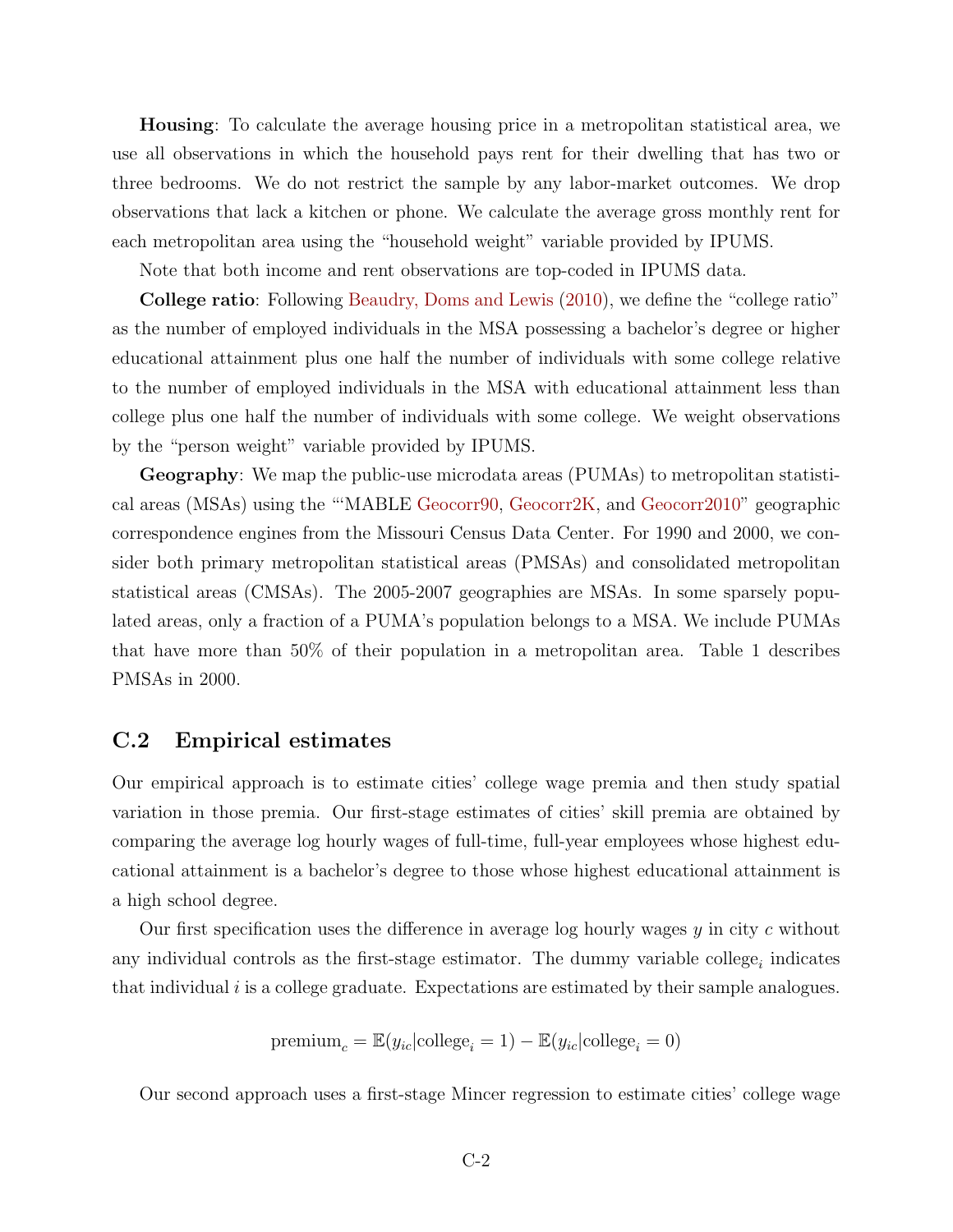**Housing**: To calculate the average housing price in a metropolitan statistical area, we use all observations in which the household pays rent for their dwelling that has two or three bedrooms. We do not restrict the sample by any labor-market outcomes. We drop observations that lack a kitchen or phone. We calculate the average gross monthly rent for each metropolitan area using the "household weight" variable provided by IPUMS.

Note that both income and rent observations are top-coded in IPUMS data.

**College ratio**: Following Beaudry, Doms and Lewis (2010), we define the "college ratio" as the number of employed individuals in the MSA possessing a bachelor's degree or higher educational attainment plus one half the number of individuals with some college relative to the number of employed individuals in the MSA with educational attainment less than college plus one half the number of individuals with some college. We weight observations by the "person weight" variable provided by IPUMS.

**Geography**: We map the public-use microdata areas (PUMAs) to metropolitan statistical areas (MSAs) using the "'MABLE Geocorr90, Geocorr2K, and Geocorr2010" geographic correspondence engines from the Missouri Census Data Center. For 1990 and 2000, we consider both primary metropolitan statistical areas (PMSAs) and consolidated metropolitan statistical areas (CMSAs). The 2005-2007 geographies are MSAs. In some sparsely populated areas, only a fraction of a PUMA's population belongs to a MSA. We include PUMAs that have more than 50% of their population in a metropolitan area. Table 1 describes PMSAs in 2000.

## C.2 Empirical estimates

Our empirical approach is to estimate cities' college wage premia and then study spatial variation in those premia. Our first-stage estimates of cities' skill premia are obtained by comparing the average log hourly wages of full-time, full-year employees whose highest educational attainment is a bachelor's degree to those whose highest educational attainment is a high school degree.

Our first specification uses the difference in average log hourly wages $y$ in city $c$ without any individual controls as the first-stage estimator. The dummy variable $\text{college}_i$ indicates that individual $i$ is a college graduate. Expectations are estimated by their sample analogues.

$$\text{premium}_c = \mathbb{E}(y_{ic}|\text{college}_i = 1) - \mathbb{E}(y_{ic}|\text{college}_i = 0)$$

Our second approach uses a first-stage Mincer regression to estimate cities' college wage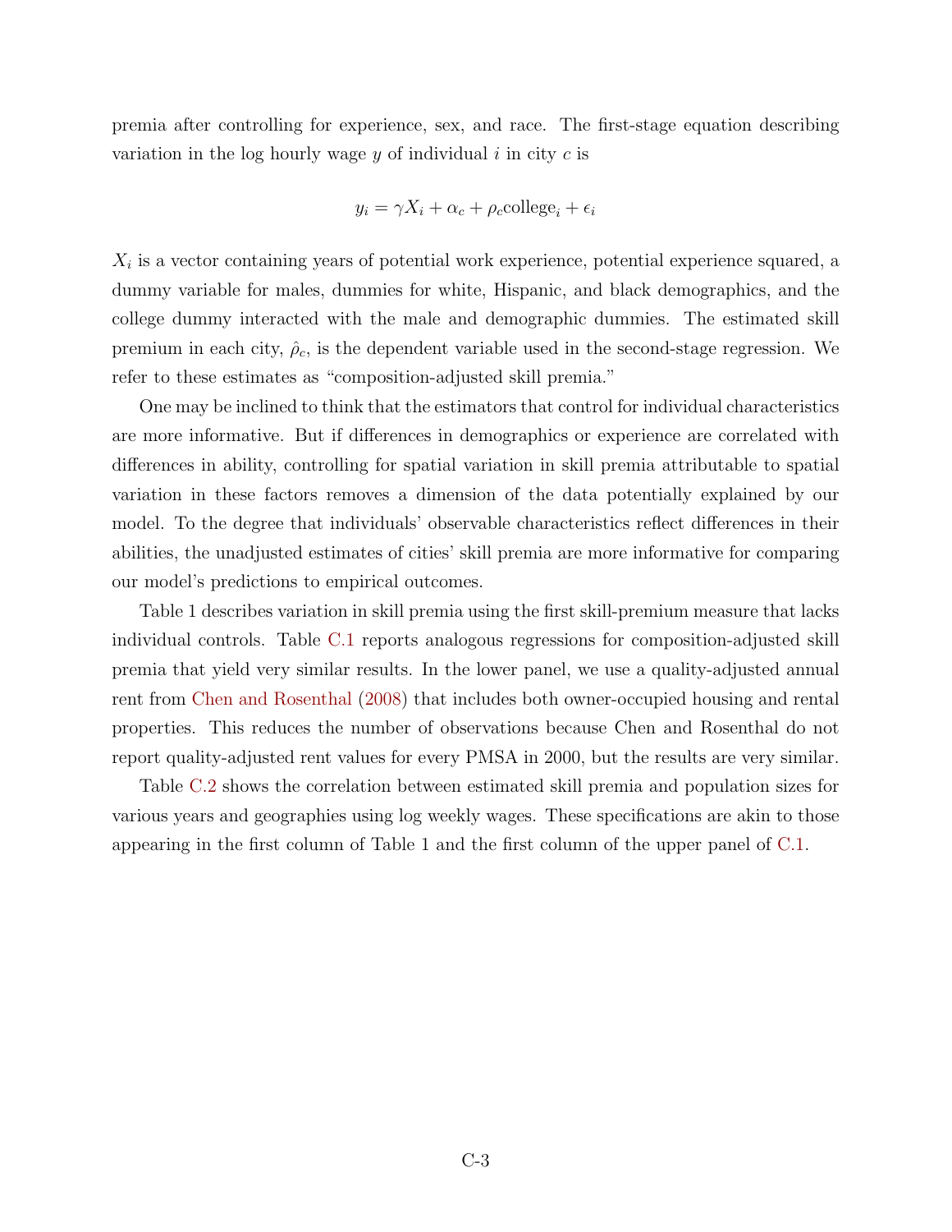premia after controlling for experience, sex, and race. The first-stage equation describing variation in the log hourly wage $y$ of individual $i$ in city $c$ is

$$y_i = \gamma X_i + \alpha_c + \rho_c \text{college}_i + \epsilon_i$$

$X_i$ is a vector containing years of potential work experience, potential experience squared, a dummy variable for males, dummies for white, Hispanic, and black demographics, and the college dummy interacted with the male and demographic dummies. The estimated skill premium in each city, $\hat{\rho}_c$, is the dependent variable used in the second-stage regression. We refer to these estimates as "composition-adjusted skill premia."

One may be inclined to think that the estimators that control for individual characteristics are more informative. But if differences in demographics or experience are correlated with differences in ability, controlling for spatial variation in skill premia attributable to spatial variation in these factors removes a dimension of the data potentially explained by our model. To the degree that individuals' observable characteristics reflect differences in their abilities, the unadjusted estimates of cities' skill premia are more informative for comparing our model's predictions to empirical outcomes.

Table 1 describes variation in skill premia using the first skill-premium measure that lacks individual controls. Table C.1 reports analogous regressions for composition-adjusted skill premia that yield very similar results. In the lower panel, we use a quality-adjusted annual rent from Chen and Rosenthal (2008) that includes both owner-occupied housing and rental properties. This reduces the number of observations because Chen and Rosenthal do not report quality-adjusted rent values for every PMSA in 2000, but the results are very similar.

Table C.2 shows the correlation between estimated skill premia and population sizes for various years and geographies using log weekly wages. These specifications are akin to those appearing in the first column of Table 1 and the first column of the upper panel of C.1.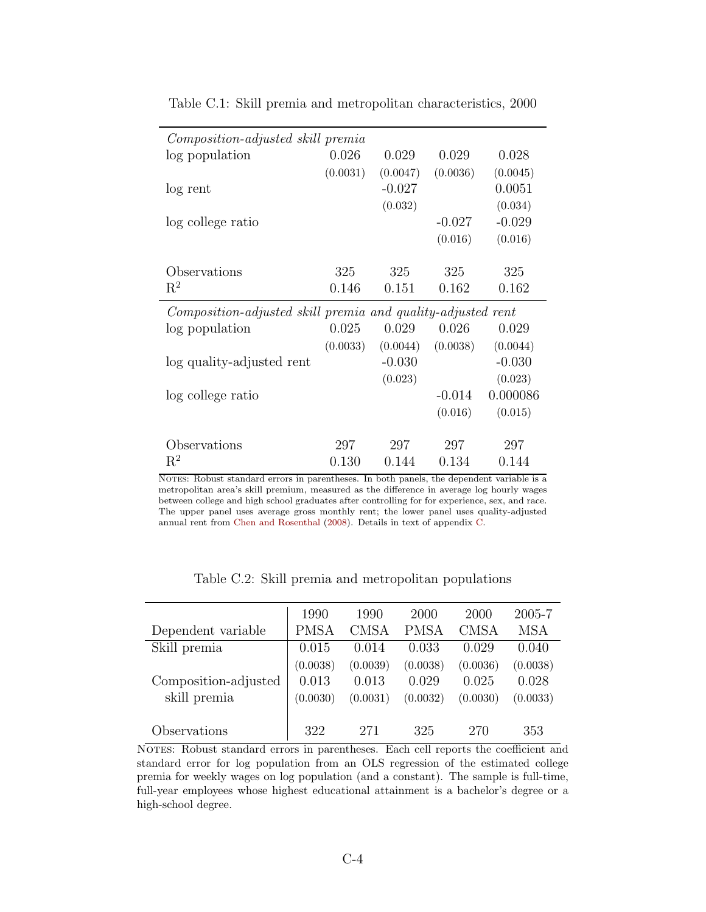Table C.1: Skill premia and metropolitan characteristics, 2000

| | | | | |
|---|---|---|---|---|
| *Composition-adjusted skill premia* | | | | |
| log population | 0.026 | 0.029 | 0.029 | 0.028 |
| | (0.0031) | (0.0047) | (0.0036) | (0.0045) |
| log rent | | -0.027 | | 0.0051 |
| | | (0.032) | | (0.034) |
| log college ratio | | | -0.027 | -0.029 |
| | | | (0.016) | (0.016) |
| Observations | 325 | 325 | 325 | 325 |
| $R^2$ | 0.146 | 0.151 | 0.162 | 0.162 |
| *Composition-adjusted skill premia and quality-adjusted rent* | | | | |
| log population | 0.025 | 0.029 | 0.026 | 0.029 |
| | (0.0033) | (0.0044) | (0.0038) | (0.0044) |
| log quality-adjusted rent | | -0.030 | | -0.030 |
| | | (0.023) | | (0.023) |
| log college ratio | | | -0.014 | 0.000086 |
| | | | (0.016) | (0.015) |
| Observations | 297 | 297 | 297 | 297 |
| $R^2$ | 0.130 | 0.144 | 0.134 | 0.144 |

NOTES: Robust standard errors in parentheses. In both panels, the dependent variable is a metropolitan area's skill premium, measured as the difference in average log hourly wages between college and high school graduates after controlling for for experience, sex, and race. The upper panel uses average gross monthly rent; the lower panel uses quality-adjusted annual rent from Chen and Rosenthal (2008). Details in text of appendix C.

Table C.2: Skill premia and metropolitan populations

| Dependent variable | 1990 PMSA | 1990 CMSA | 2000 PMSA | 2000 CMSA | 2005-7 MSA |
|---|---|---|---|---|---|
| Skill premia | 0.015 | 0.014 | 0.033 | 0.029 | 0.040 |
| | (0.0038) | (0.0039) | (0.0038) | (0.0036) | (0.0038) |
| Composition-adjusted skill premia | 0.013 | 0.013 | 0.029 | 0.025 | 0.028 |
| | (0.0030) | (0.0031) | (0.0032) | (0.0030) | (0.0033) |
| Observations | 322 | 271 | 325 | 270 | 353 |

NOTES: Robust standard errors in parentheses. Each cell reports the coefficient and standard error for log population from an OLS regression of the estimated college premia for weekly wages on log population (and a constant). The sample is full-time, full-year employees whose highest educational attainment is a bachelor's degree or a high-school degree.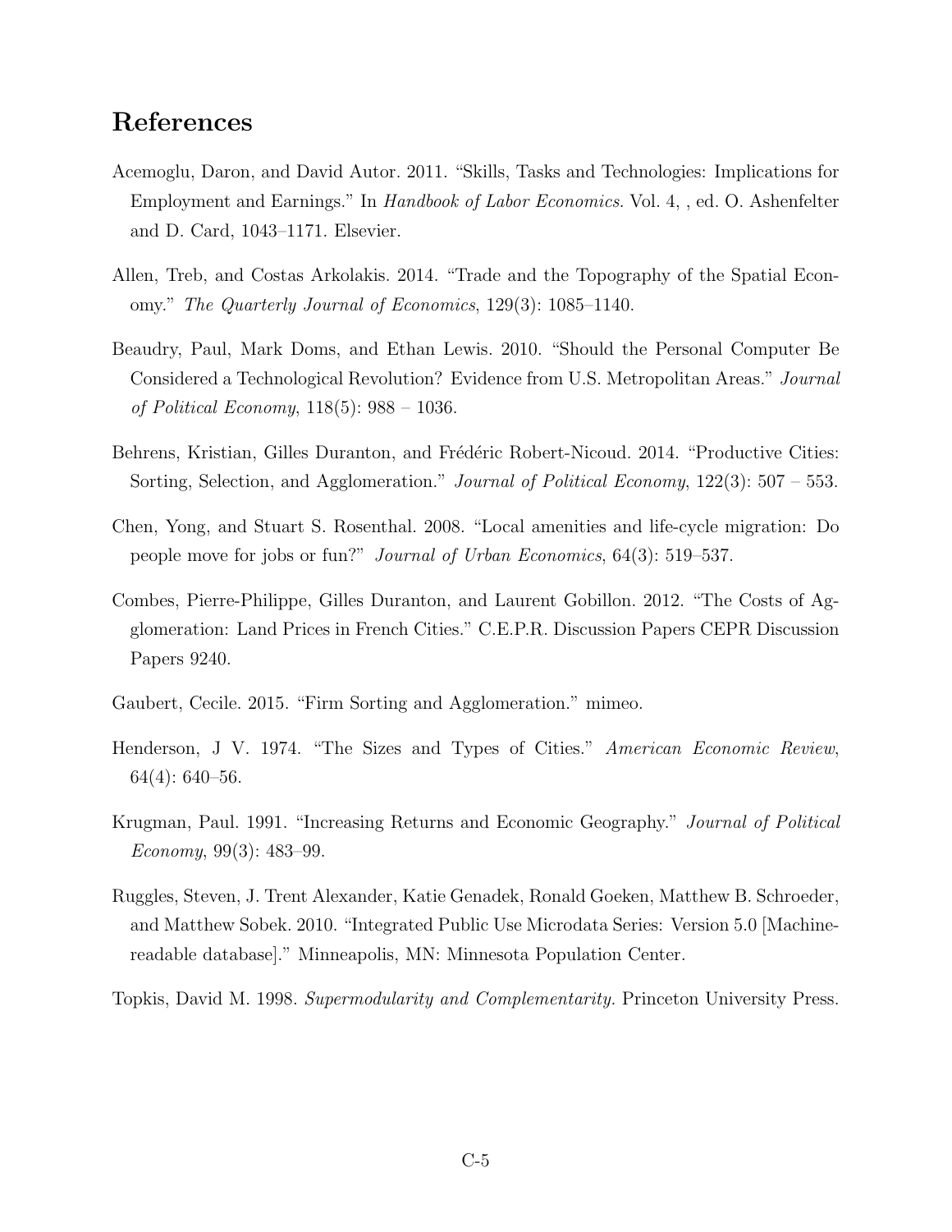## References

Acemoglu, Daron, and David Autor. 2011. "Skills, Tasks and Technologies: Implications for Employment and Earnings." In *Handbook of Labor Economics*. Vol. 4, , ed. O. Ashenfelter and D. Card, 1043–1171. Elsevier.

Allen, Treb, and Costas Arkolakis. 2014. "Trade and the Topography of the Spatial Economy." *The Quarterly Journal of Economics*, 129(3): 1085–1140.

Beaudry, Paul, Mark Doms, and Ethan Lewis. 2010. "Should the Personal Computer Be Considered a Technological Revolution? Evidence from U.S. Metropolitan Areas." *Journal of Political Economy*, 118(5): 988 – 1036.

Behrens, Kristian, Gilles Duranton, and Frédéric Robert-Nicoud. 2014. "Productive Cities: Sorting, Selection, and Agglomeration." *Journal of Political Economy*, 122(3): 507 – 553.

Chen, Yong, and Stuart S. Rosenthal. 2008. "Local amenities and life-cycle migration: Do people move for jobs or fun?" *Journal of Urban Economics*, 64(3): 519–537.

Combes, Pierre-Philippe, Gilles Duranton, and Laurent Gobillon. 2012. "The Costs of Agglomeration: Land Prices in French Cities." C.E.P.R. Discussion Papers CEPR Discussion Papers 9240.

Gaubert, Cecile. 2015. "Firm Sorting and Agglomeration." mimeo.

Henderson, J V. 1974. "The Sizes and Types of Cities." *American Economic Review*, 64(4): 640–56.

Krugman, Paul. 1991. "Increasing Returns and Economic Geography." *Journal of Political Economy*, 99(3): 483–99.

Ruggles, Steven, J. Trent Alexander, Katie Genadek, Ronald Goeken, Matthew B. Schroeder, and Matthew Sobek. 2010. "Integrated Public Use Microdata Series: Version 5.0 [Machine-readable database]." Minneapolis, MN: Minnesota Population Center.

Topkis, David M. 1998. *Supermodularity and Complementarity.* Princeton University Press.